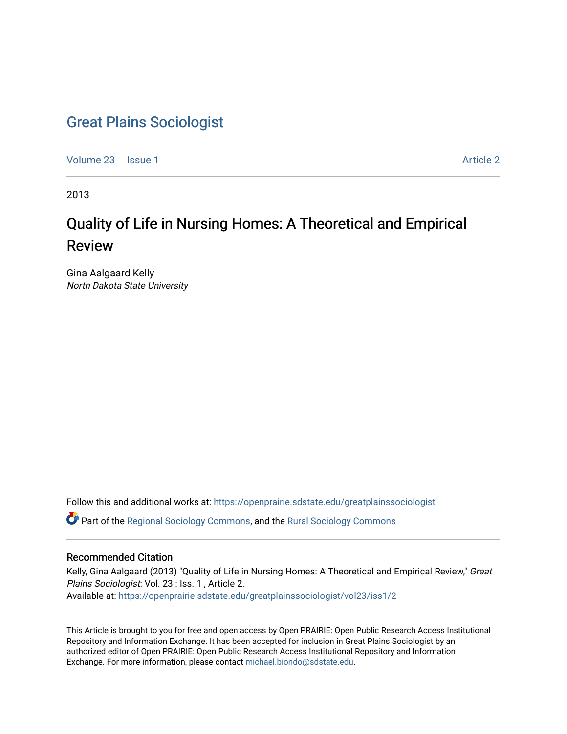# Great Plains Sociologist

Volume 23 | Issue 1 Article 2

2013

## Quality of Life in Nursing Homes: A Theoretical and Empirical Review

Gina Aalgaard Kelly
*North Dakota State University*

Follow this and additional works at: https://openprairie.sdstate.edu/greatplainssociologist

Part of the Regional Sociology Commons, and the Rural Sociology Commons

### Recommended Citation

Kelly, Gina Aalgaard (2013) "Quality of Life in Nursing Homes: A Theoretical and Empirical Review," *Great Plains Sociologist*: Vol. 23 : Iss. 1 , Article 2.
Available at: https://openprairie.sdstate.edu/greatplainssociologist/vol23/iss1/2

This Article is brought to you for free and open access by Open PRAIRIE: Open Public Research Access Institutional Repository and Information Exchange. It has been accepted for inclusion in Great Plains Sociologist by an authorized editor of Open PRAIRIE: Open Public Research Access Institutional Repository and Information Exchange. For more information, please contact michael.biondo@sdstate.edu.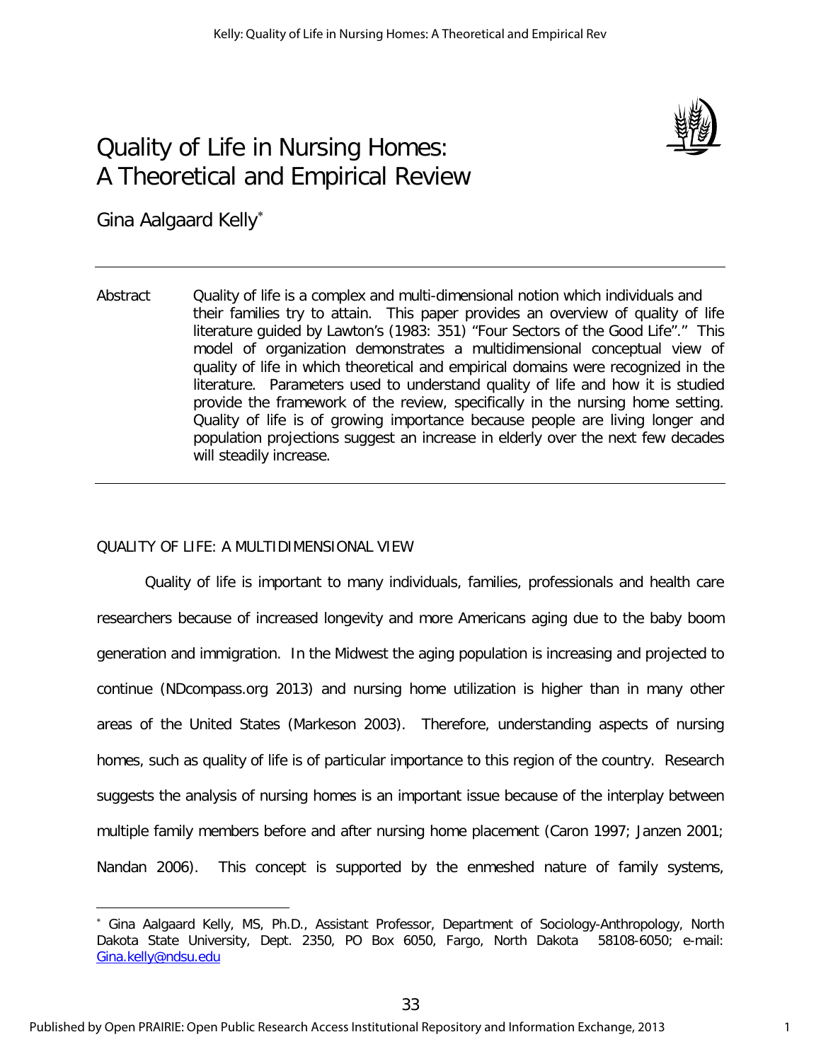# Quality of Life in Nursing Homes: A Theoretical and Empirical Review

Gina Aalgaard Kelly*

Abstract Quality of life is a complex and multi-dimensional notion which individuals and their families try to attain. This paper provides an overview of quality of life literature guided by Lawton's (1983: 351) "Four Sectors of the Good Life"." This model of organization demonstrates a multidimensional conceptual view of quality of life in which theoretical and empirical domains were recognized in the literature. Parameters used to understand quality of life and how it is studied provide the framework of the review, specifically in the nursing home setting. Quality of life is of growing importance because people are living longer and population projections suggest an increase in elderly over the next few decades will steadily increase.

## QUALITY OF LIFE: A MULTIDIMENSIONAL VIEW

Quality of life is important to many individuals, families, professionals and health care researchers because of increased longevity and more Americans aging due to the baby boom generation and immigration. In the Midwest the aging population is increasing and projected to continue (NDcompass.org 2013) and nursing home utilization is higher than in many other areas of the United States (Markeson 2003). Therefore, understanding aspects of nursing homes, such as quality of life is of particular importance to this region of the country. Research suggests the analysis of nursing homes is an important issue because of the interplay between multiple family members before and after nursing home placement (Caron 1997; Janzen 2001; Nandan 2006). This concept is supported by the enmeshed nature of family systems,

---

* Gina Aalgaard Kelly, MS, Ph.D., Assistant Professor, Department of Sociology-Anthropology, North Dakota State University, Dept. 2350, PO Box 6050, Fargo, North Dakota 58108-6050; e-mail: Gina.kelly@ndsu.edu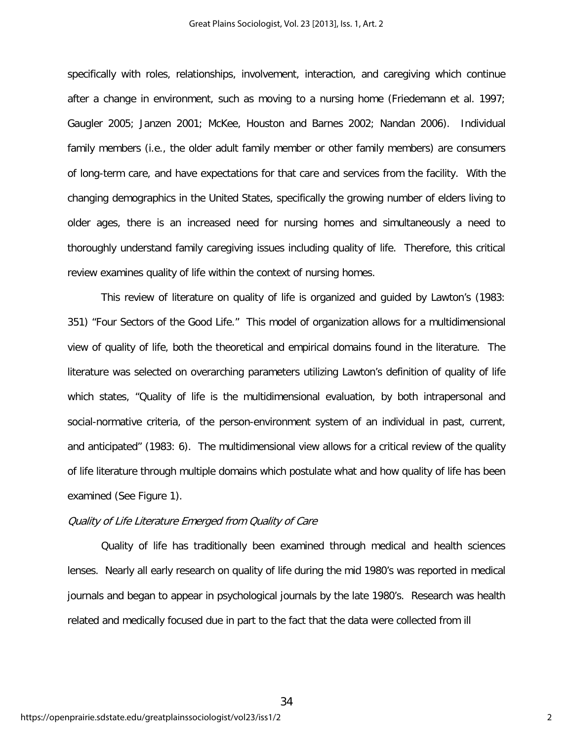specifically with roles, relationships, involvement, interaction, and caregiving which continue after a change in environment, such as moving to a nursing home (Friedemann et al. 1997; Gaugler 2005; Janzen 2001; McKee, Houston and Barnes 2002; Nandan 2006). Individual family members (i.e., the older adult family member or other family members) are consumers of long-term care, and have expectations for that care and services from the facility. With the changing demographics in the United States, specifically the growing number of elders living to older ages, there is an increased need for nursing homes and simultaneously a need to thoroughly understand family caregiving issues including quality of life. Therefore, this critical review examines quality of life within the context of nursing homes.

This review of literature on quality of life is organized and guided by Lawton's (1983: 351) "Four Sectors of the Good Life." This model of organization allows for a multidimensional view of quality of life, both the theoretical and empirical domains found in the literature. The literature was selected on overarching parameters utilizing Lawton's definition of quality of life which states, "Quality of life is the multidimensional evaluation, by both intrapersonal and social-normative criteria, of the person-environment system of an individual in past, current, and anticipated" (1983: 6). The multidimensional view allows for a critical review of the quality of life literature through multiple domains which postulate what and how quality of life has been examined (See Figure 1).

*Quality of Life Literature Emerged from Quality of Care*

Quality of life has traditionally been examined through medical and health sciences lenses. Nearly all early research on quality of life during the mid 1980's was reported in medical journals and began to appear in psychological journals by the late 1980's. Research was health related and medically focused due in part to the fact that the data were collected from ill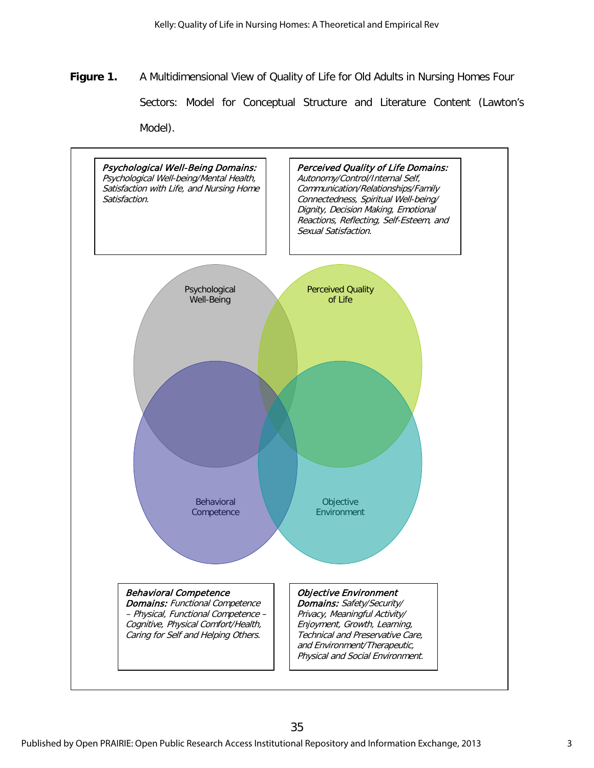**Figure 1.** A Multidimensional View of Quality of Life for Old Adults in Nursing Homes Four Sectors: Model for Conceptual Structure and Literature Content (Lawton's Model).

***Psychological Well-Being Domains:*** *Psychological Well-being/Mental Health, Satisfaction with Life, and Nursing Home Satisfaction.*

***Perceived Quality of Life Domains:*** *Autonomy/Control/Internal Self, Communication/Relationships/Family Connectedness, Spiritual Well-being/ Dignity, Decision Making, Emotional Reactions, Reflecting, Self-Esteem, and Sexual Satisfaction.*

Psychological Well-Being

Perceived Quality of Life

Behavioral Competence

Objective Environment

***Behavioral Competence Domains:*** *Functional Competence – Physical, Functional Competence – Cognitive, Physical Comfort/Health, Caring for Self and Helping Others.*

***Objective Environment Domains:*** *Safety/Security/ Privacy, Meaningful Activity/ Enjoyment, Growth, Learning, Technical and Preservative Care, and Environment/Therapeutic, Physical and Social Environment.*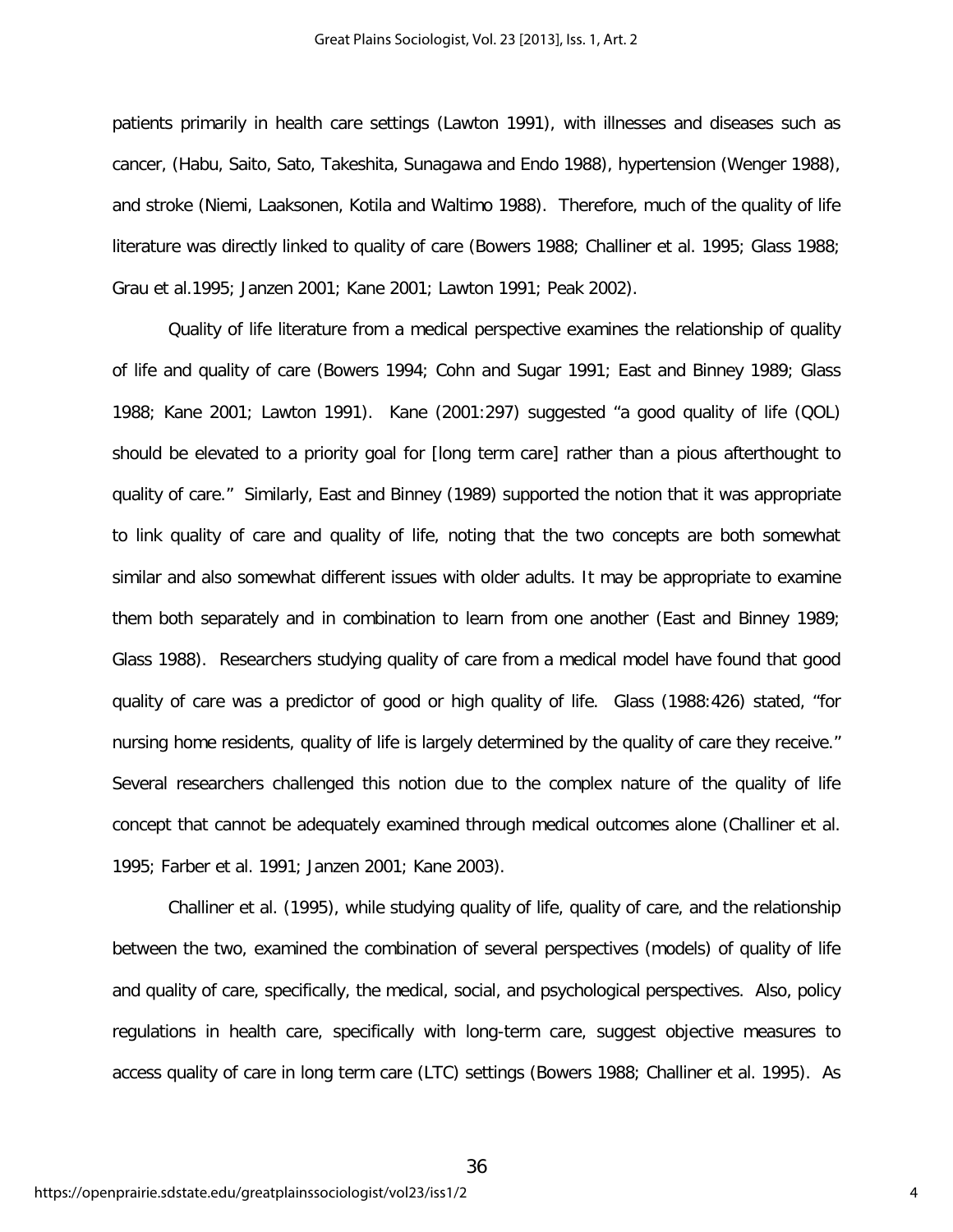patients primarily in health care settings (Lawton 1991), with illnesses and diseases such as cancer, (Habu, Saito, Sato, Takeshita, Sunagawa and Endo 1988), hypertension (Wenger 1988), and stroke (Niemi, Laaksonen, Kotila and Waltimo 1988). Therefore, much of the quality of life literature was directly linked to quality of care (Bowers 1988; Challiner et al. 1995; Glass 1988; Grau et al.1995; Janzen 2001; Kane 2001; Lawton 1991; Peak 2002).

Quality of life literature from a medical perspective examines the relationship of quality of life and quality of care (Bowers 1994; Cohn and Sugar 1991; East and Binney 1989; Glass 1988; Kane 2001; Lawton 1991). Kane (2001:297) suggested "a good quality of life (QOL) should be elevated to a priority goal for [long term care] rather than a pious afterthought to quality of care." Similarly, East and Binney (1989) supported the notion that it was appropriate to link quality of care and quality of life, noting that the two concepts are both somewhat similar and also somewhat different issues with older adults. It may be appropriate to examine them both separately and in combination to learn from one another (East and Binney 1989; Glass 1988). Researchers studying quality of care from a medical model have found that good quality of care was a predictor of good or high quality of life. Glass (1988:426) stated, "for nursing home residents, quality of life is largely determined by the quality of care they receive." Several researchers challenged this notion due to the complex nature of the quality of life concept that cannot be adequately examined through medical outcomes alone (Challiner et al. 1995; Farber et al. 1991; Janzen 2001; Kane 2003).

Challiner et al. (1995), while studying quality of life, quality of care, and the relationship between the two, examined the combination of several perspectives (models) of quality of life and quality of care, specifically, the medical, social, and psychological perspectives. Also, policy regulations in health care, specifically with long-term care, suggest objective measures to access quality of care in long term care (LTC) settings (Bowers 1988; Challiner et al. 1995). As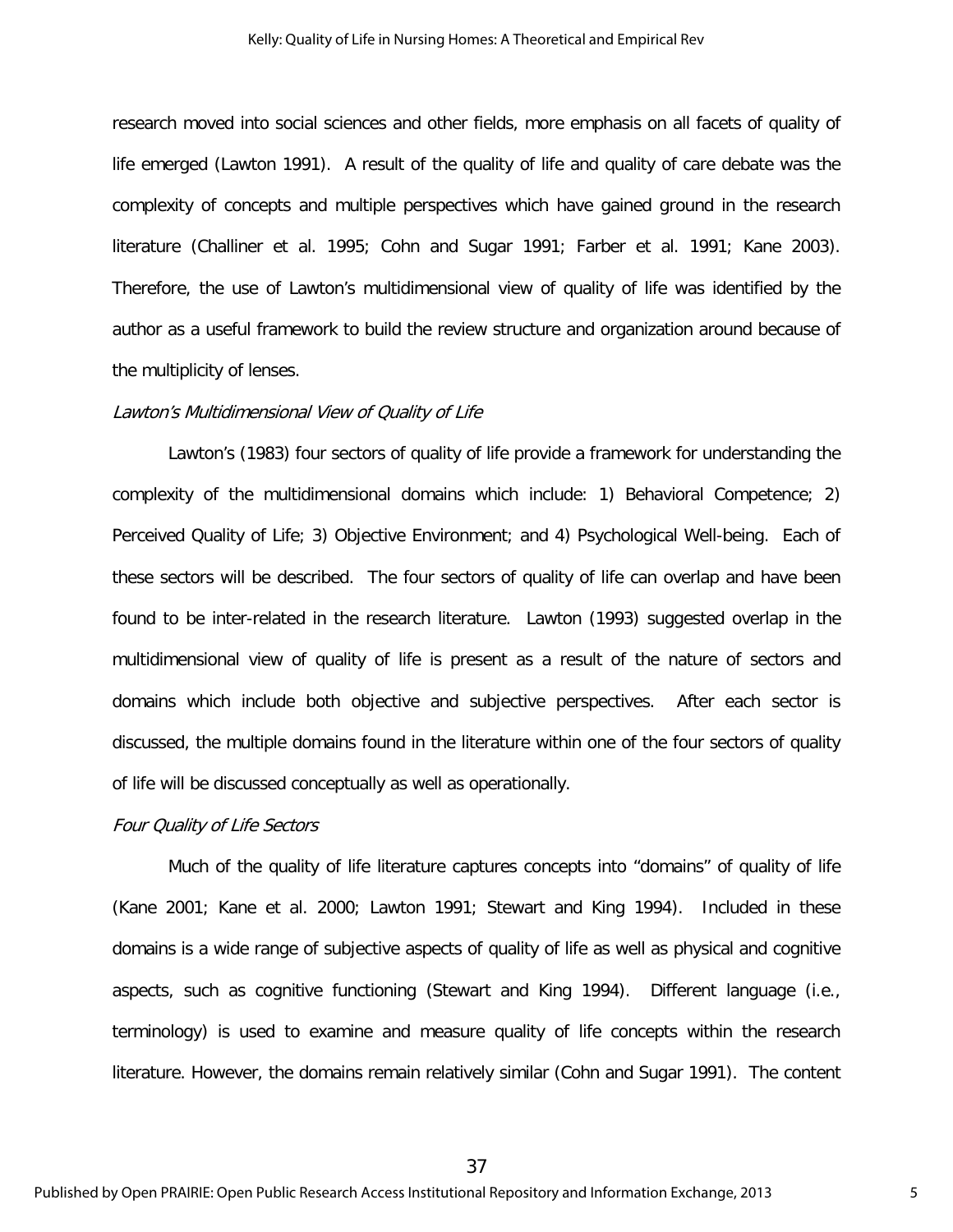research moved into social sciences and other fields, more emphasis on all facets of quality of life emerged (Lawton 1991). A result of the quality of life and quality of care debate was the complexity of concepts and multiple perspectives which have gained ground in the research literature (Challiner et al. 1995; Cohn and Sugar 1991; Farber et al. 1991; Kane 2003). Therefore, the use of Lawton's multidimensional view of quality of life was identified by the author as a useful framework to build the review structure and organization around because of the multiplicity of lenses.

*Lawton's Multidimensional View of Quality of Life*

Lawton's (1983) four sectors of quality of life provide a framework for understanding the complexity of the multidimensional domains which include: 1) Behavioral Competence; 2) Perceived Quality of Life; 3) Objective Environment; and 4) Psychological Well-being. Each of these sectors will be described. The four sectors of quality of life can overlap and have been found to be inter-related in the research literature. Lawton (1993) suggested overlap in the multidimensional view of quality of life is present as a result of the nature of sectors and domains which include both objective and subjective perspectives. After each sector is discussed, the multiple domains found in the literature within one of the four sectors of quality of life will be discussed conceptually as well as operationally.

*Four Quality of Life Sectors*

Much of the quality of life literature captures concepts into "domains" of quality of life (Kane 2001; Kane et al. 2000; Lawton 1991; Stewart and King 1994). Included in these domains is a wide range of subjective aspects of quality of life as well as physical and cognitive aspects, such as cognitive functioning (Stewart and King 1994). Different language (i.e., terminology) is used to examine and measure quality of life concepts within the research literature. However, the domains remain relatively similar (Cohn and Sugar 1991). The content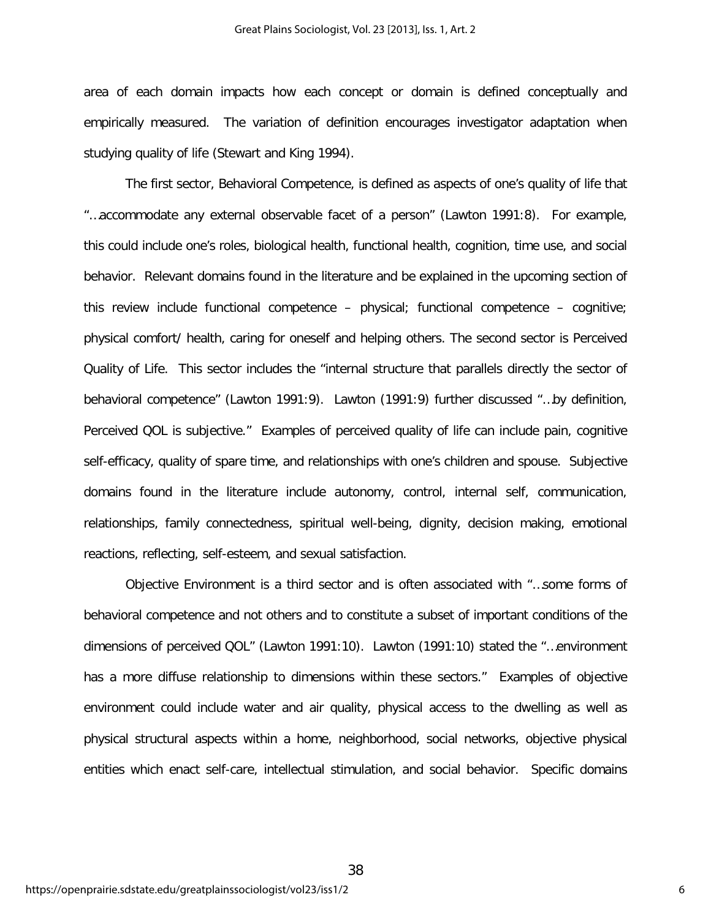area of each domain impacts how each concept or domain is defined conceptually and empirically measured. The variation of definition encourages investigator adaptation when studying quality of life (Stewart and King 1994).

The first sector, Behavioral Competence, is defined as aspects of one's quality of life that "…accommodate any external observable facet of a person" (Lawton 1991:8). For example, this could include one's roles, biological health, functional health, cognition, time use, and social behavior. Relevant domains found in the literature and be explained in the upcoming section of this review include functional competence – physical; functional competence – cognitive; physical comfort/ health, caring for oneself and helping others. The second sector is Perceived Quality of Life. This sector includes the "internal structure that parallels directly the sector of behavioral competence" (Lawton 1991:9). Lawton (1991:9) further discussed "…by definition, Perceived QOL is subjective." Examples of perceived quality of life can include pain, cognitive self-efficacy, quality of spare time, and relationships with one's children and spouse. Subjective domains found in the literature include autonomy, control, internal self, communication, relationships, family connectedness, spiritual well-being, dignity, decision making, emotional reactions, reflecting, self-esteem, and sexual satisfaction.

Objective Environment is a third sector and is often associated with "…some forms of behavioral competence and not others and to constitute a subset of important conditions of the dimensions of perceived QOL" (Lawton 1991:10). Lawton (1991:10) stated the "…environment has a more diffuse relationship to dimensions within these sectors." Examples of objective environment could include water and air quality, physical access to the dwelling as well as physical structural aspects within a home, neighborhood, social networks, objective physical entities which enact self-care, intellectual stimulation, and social behavior. Specific domains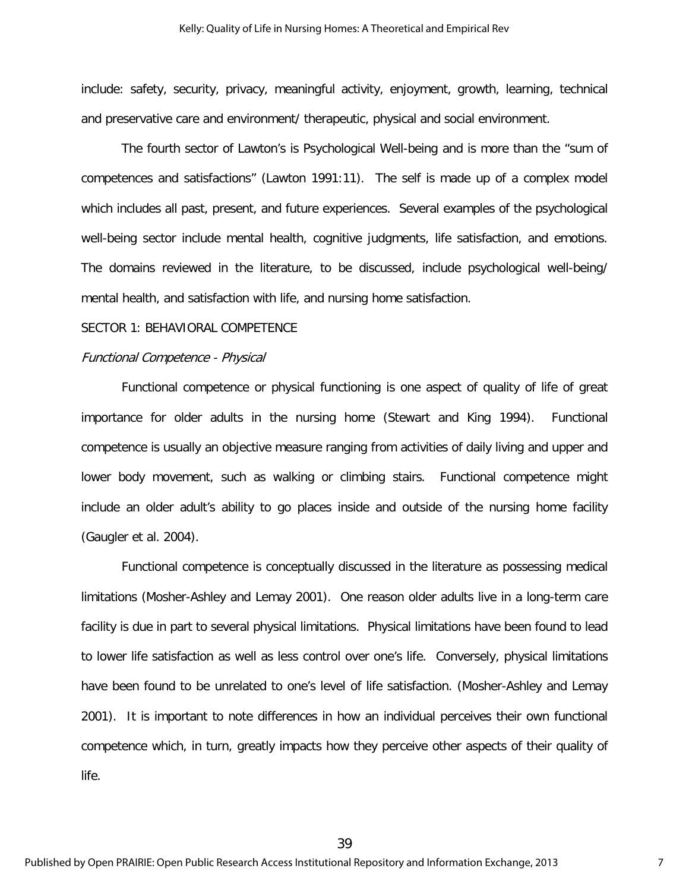include: safety, security, privacy, meaningful activity, enjoyment, growth, learning, technical and preservative care and environment/ therapeutic, physical and social environment.

The fourth sector of Lawton's is Psychological Well-being and is more than the "sum of competences and satisfactions" (Lawton 1991:11). The self is made up of a complex model which includes all past, present, and future experiences. Several examples of the psychological well-being sector include mental health, cognitive judgments, life satisfaction, and emotions. The domains reviewed in the literature, to be discussed, include psychological well-being/ mental health, and satisfaction with life, and nursing home satisfaction.

## SECTOR 1: BEHAVIORAL COMPETENCE

### *Functional Competence - Physical*

Functional competence or physical functioning is one aspect of quality of life of great importance for older adults in the nursing home (Stewart and King 1994). Functional competence is usually an objective measure ranging from activities of daily living and upper and lower body movement, such as walking or climbing stairs. Functional competence might include an older adult's ability to go places inside and outside of the nursing home facility (Gaugler et al. 2004).

Functional competence is conceptually discussed in the literature as possessing medical limitations (Mosher-Ashley and Lemay 2001). One reason older adults live in a long-term care facility is due in part to several physical limitations. Physical limitations have been found to lead to lower life satisfaction as well as less control over one's life. Conversely, physical limitations have been found to be unrelated to one's level of life satisfaction. (Mosher-Ashley and Lemay 2001). It is important to note differences in how an individual perceives their own functional competence which, in turn, greatly impacts how they perceive other aspects of their quality of life.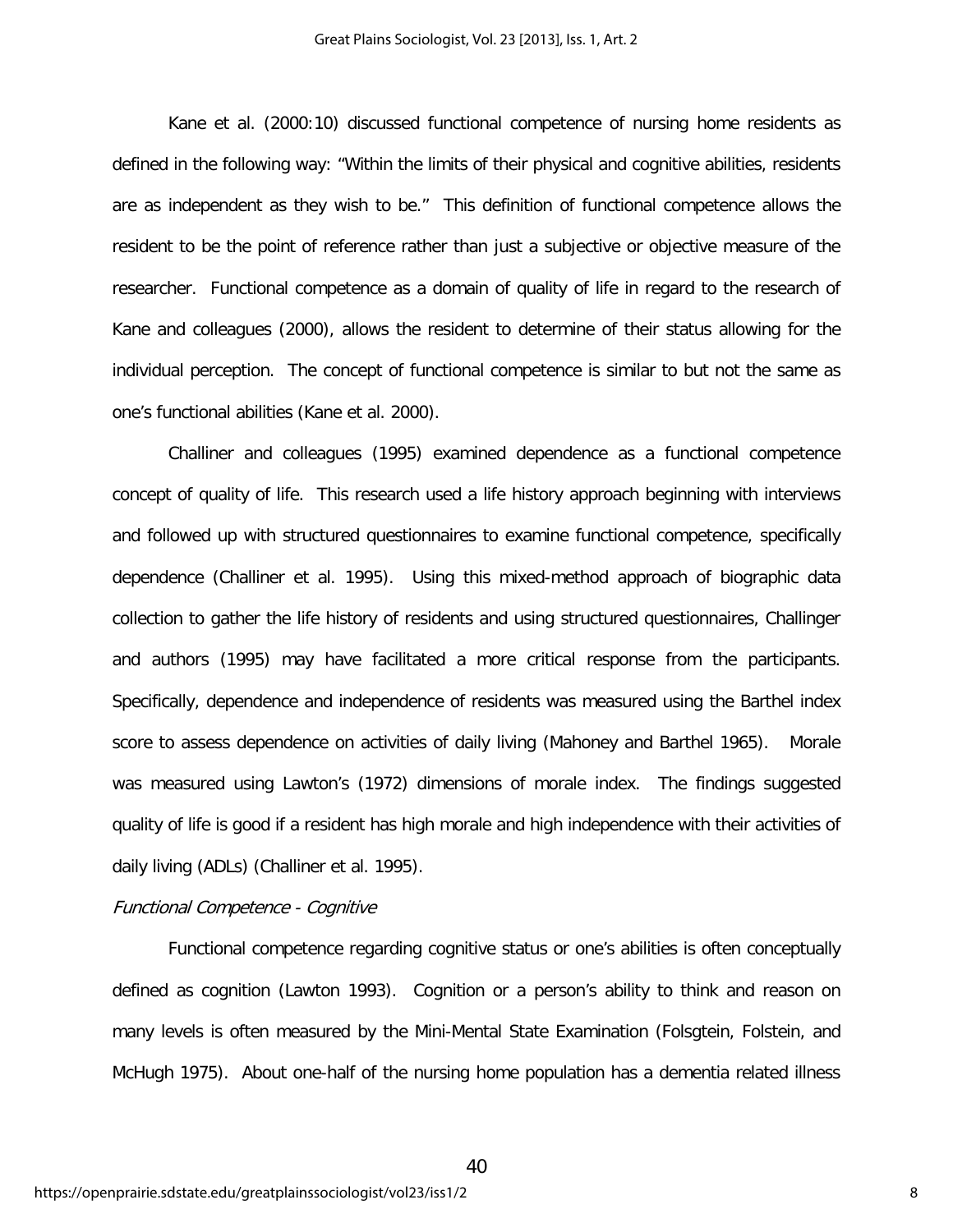Kane et al. (2000:10) discussed functional competence of nursing home residents as defined in the following way: “Within the limits of their physical and cognitive abilities, residents are as independent as they wish to be.” This definition of functional competence allows the resident to be the point of reference rather than just a subjective or objective measure of the researcher. Functional competence as a domain of quality of life in regard to the research of Kane and colleagues (2000), allows the resident to determine of their status allowing for the individual perception. The concept of functional competence is similar to but not the same as one’s functional abilities (Kane et al. 2000).

Challiner and colleagues (1995) examined dependence as a functional competence concept of quality of life. This research used a life history approach beginning with interviews and followed up with structured questionnaires to examine functional competence, specifically dependence (Challiner et al. 1995). Using this mixed-method approach of biographic data collection to gather the life history of residents and using structured questionnaires, Challinger and authors (1995) may have facilitated a more critical response from the participants. Specifically, dependence and independence of residents was measured using the Barthel index score to assess dependence on activities of daily living (Mahoney and Barthel 1965). Morale was measured using Lawton’s (1972) dimensions of morale index. The findings suggested quality of life is good if a resident has high morale and high independence with their activities of daily living (ADLs) (Challiner et al. 1995).

*Functional Competence - Cognitive*

Functional competence regarding cognitive status or one’s abilities is often conceptually defined as cognition (Lawton 1993). Cognition or a person’s ability to think and reason on many levels is often measured by the Mini-Mental State Examination (Folsgtein, Folstein, and McHugh 1975). About one-half of the nursing home population has a dementia related illness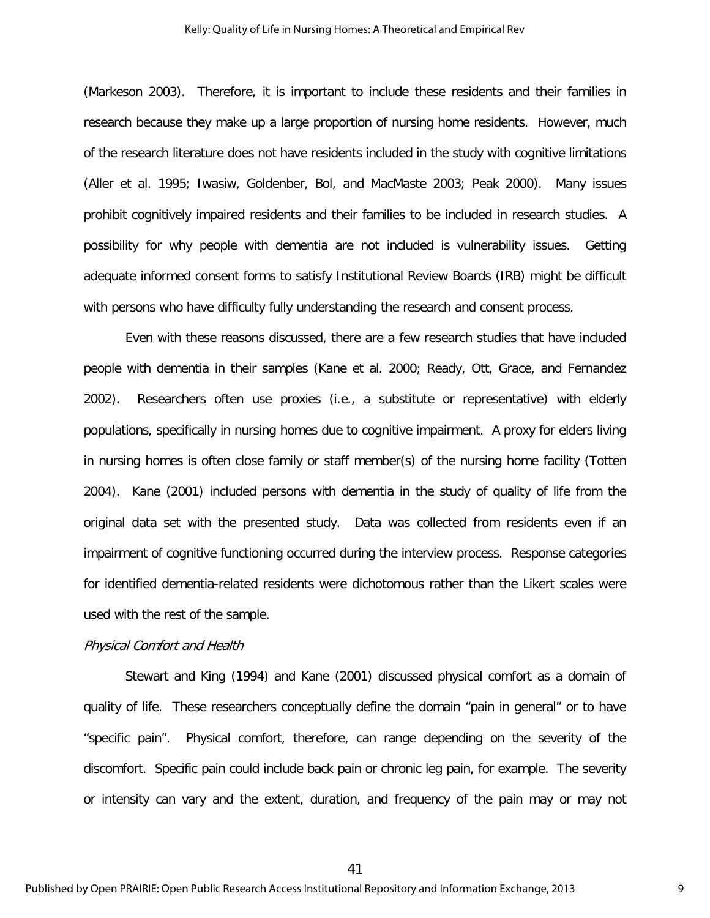(Markeson 2003). Therefore, it is important to include these residents and their families in research because they make up a large proportion of nursing home residents. However, much of the research literature does not have residents included in the study with cognitive limitations (Aller et al. 1995; Iwasiw, Goldenber, Bol, and MacMaste 2003; Peak 2000). Many issues prohibit cognitively impaired residents and their families to be included in research studies. A possibility for why people with dementia are not included is vulnerability issues. Getting adequate informed consent forms to satisfy Institutional Review Boards (IRB) might be difficult with persons who have difficulty fully understanding the research and consent process.

Even with these reasons discussed, there are a few research studies that have included people with dementia in their samples (Kane et al. 2000; Ready, Ott, Grace, and Fernandez 2002). Researchers often use proxies (i.e., a substitute or representative) with elderly populations, specifically in nursing homes due to cognitive impairment. A proxy for elders living in nursing homes is often close family or staff member(s) of the nursing home facility (Totten 2004). Kane (2001) included persons with dementia in the study of quality of life from the original data set with the presented study. Data was collected from residents even if an impairment of cognitive functioning occurred during the interview process. Response categories for identified dementia-related residents were dichotomous rather than the Likert scales were used with the rest of the sample.

*Physical Comfort and Health*

Stewart and King (1994) and Kane (2001) discussed physical comfort as a domain of quality of life. These researchers conceptually define the domain "pain in general" or to have "specific pain". Physical comfort, therefore, can range depending on the severity of the discomfort. Specific pain could include back pain or chronic leg pain, for example. The severity or intensity can vary and the extent, duration, and frequency of the pain may or may not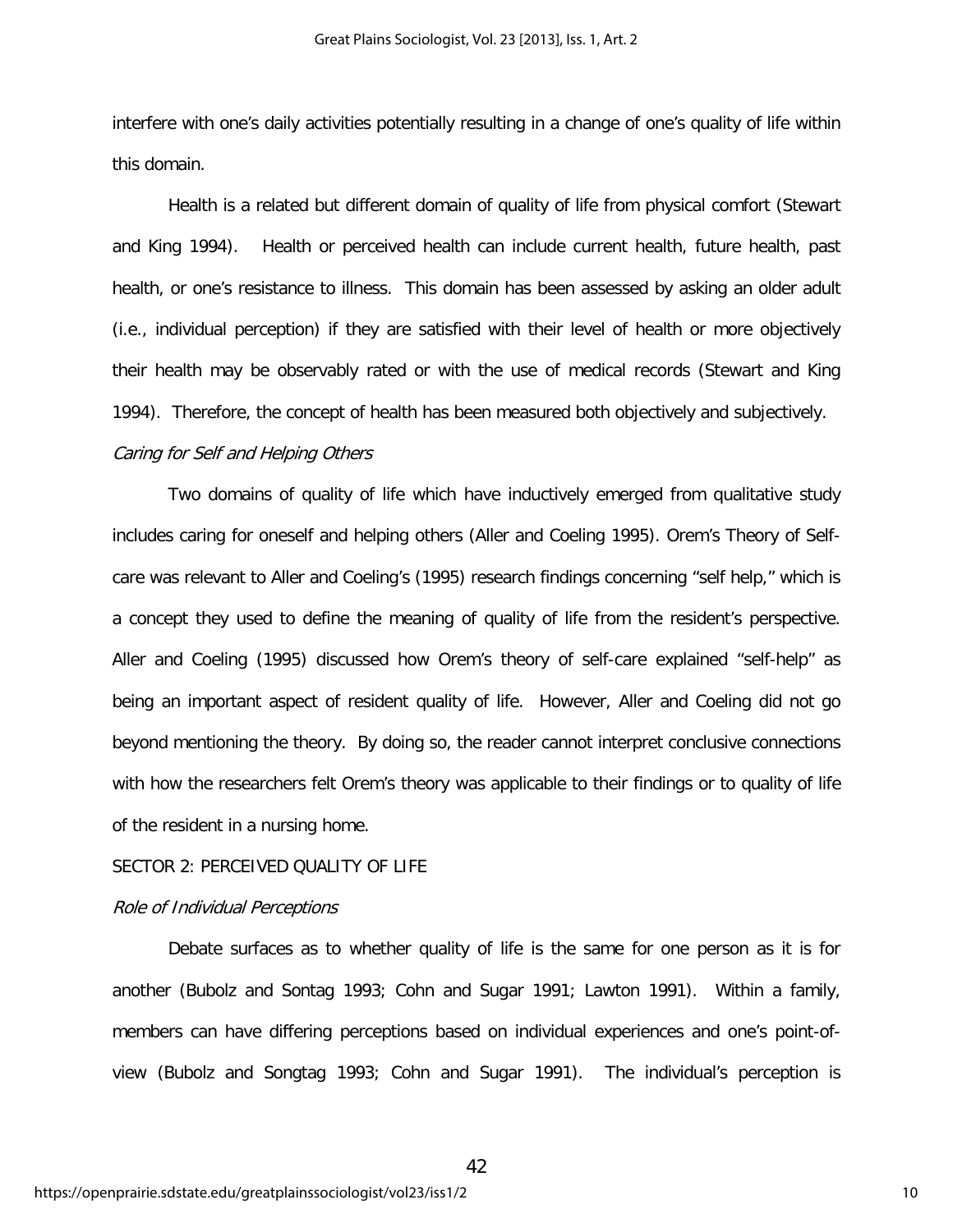interfere with one's daily activities potentially resulting in a change of one's quality of life within this domain.

Health is a related but different domain of quality of life from physical comfort (Stewart and King 1994). Health or perceived health can include current health, future health, past health, or one's resistance to illness. This domain has been assessed by asking an older adult (i.e., individual perception) if they are satisfied with their level of health or more objectively their health may be observably rated or with the use of medical records (Stewart and King 1994). Therefore, the concept of health has been measured both objectively and subjectively.

*Caring for Self and Helping Others*

Two domains of quality of life which have inductively emerged from qualitative study includes caring for oneself and helping others (Aller and Coeling 1995). Orem's Theory of Self-care was relevant to Aller and Coeling's (1995) research findings concerning "self help," which is a concept they used to define the meaning of quality of life from the resident's perspective. Aller and Coeling (1995) discussed how Orem's theory of self-care explained "self-help" as being an important aspect of resident quality of life. However, Aller and Coeling did not go beyond mentioning the theory. By doing so, the reader cannot interpret conclusive connections with how the researchers felt Orem's theory was applicable to their findings or to quality of life of the resident in a nursing home.

SECTOR 2: PERCEIVED QUALITY OF LIFE

*Role of Individual Perceptions*

Debate surfaces as to whether quality of life is the same for one person as it is for another (Bubolz and Sontag 1993; Cohn and Sugar 1991; Lawton 1991). Within a family, members can have differing perceptions based on individual experiences and one's point-of-view (Bubolz and Songtag 1993; Cohn and Sugar 1991). The individual's perception is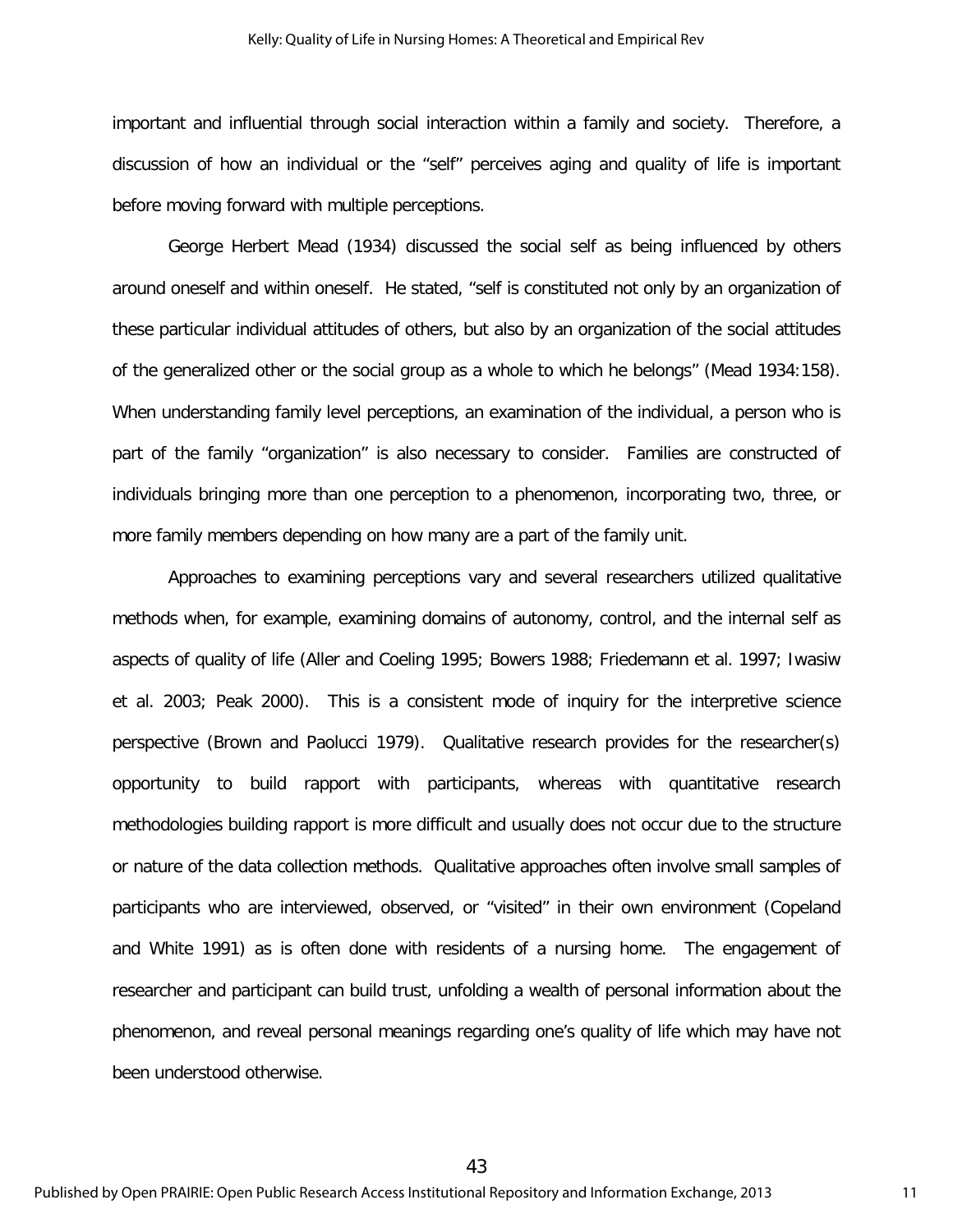important and influential through social interaction within a family and society. Therefore, a discussion of how an individual or the "self" perceives aging and quality of life is important before moving forward with multiple perceptions.

George Herbert Mead (1934) discussed the social self as being influenced by others around oneself and within oneself. He stated, "self is constituted not only by an organization of these particular individual attitudes of others, but also by an organization of the social attitudes of the generalized other or the social group as a whole to which he belongs" (Mead 1934:158). When understanding family level perceptions, an examination of the individual, a person who is part of the family "organization" is also necessary to consider. Families are constructed of individuals bringing more than one perception to a phenomenon, incorporating two, three, or more family members depending on how many are a part of the family unit.

Approaches to examining perceptions vary and several researchers utilized qualitative methods when, for example, examining domains of autonomy, control, and the internal self as aspects of quality of life (Aller and Coeling 1995; Bowers 1988; Friedemann et al. 1997; Iwasiw et al. 2003; Peak 2000). This is a consistent mode of inquiry for the interpretive science perspective (Brown and Paolucci 1979). Qualitative research provides for the researcher(s) opportunity to build rapport with participants, whereas with quantitative research methodologies building rapport is more difficult and usually does not occur due to the structure or nature of the data collection methods. Qualitative approaches often involve small samples of participants who are interviewed, observed, or "visited" in their own environment (Copeland and White 1991) as is often done with residents of a nursing home. The engagement of researcher and participant can build trust, unfolding a wealth of personal information about the phenomenon, and reveal personal meanings regarding one's quality of life which may have not been understood otherwise.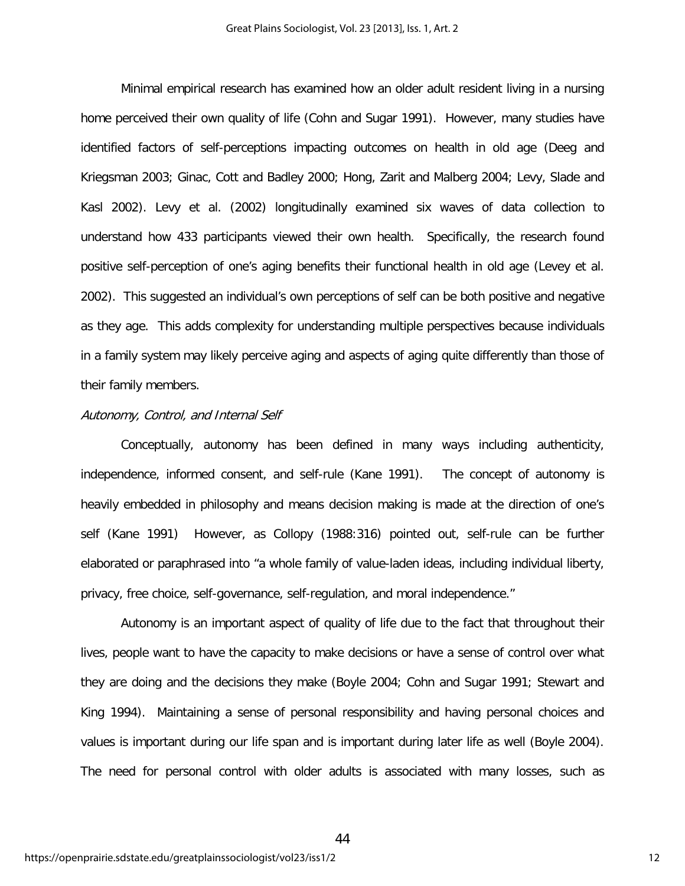Minimal empirical research has examined how an older adult resident living in a nursing home perceived their own quality of life (Cohn and Sugar 1991). However, many studies have identified factors of self-perceptions impacting outcomes on health in old age (Deeg and Kriegsman 2003; Ginac, Cott and Badley 2000; Hong, Zarit and Malberg 2004; Levy, Slade and Kasl 2002). Levy et al. (2002) longitudinally examined six waves of data collection to understand how 433 participants viewed their own health. Specifically, the research found positive self-perception of one's aging benefits their functional health in old age (Levey et al. 2002). This suggested an individual's own perceptions of self can be both positive and negative as they age. This adds complexity for understanding multiple perspectives because individuals in a family system may likely perceive aging and aspects of aging quite differently than those of their family members.

*Autonomy, Control, and Internal Self*

Conceptually, autonomy has been defined in many ways including authenticity, independence, informed consent, and self-rule (Kane 1991). The concept of autonomy is heavily embedded in philosophy and means decision making is made at the direction of one's self (Kane 1991) However, as Collopy (1988:316) pointed out, self-rule can be further elaborated or paraphrased into "a whole family of value-laden ideas, including individual liberty, privacy, free choice, self-governance, self-regulation, and moral independence."

Autonomy is an important aspect of quality of life due to the fact that throughout their lives, people want to have the capacity to make decisions or have a sense of control over what they are doing and the decisions they make (Boyle 2004; Cohn and Sugar 1991; Stewart and King 1994). Maintaining a sense of personal responsibility and having personal choices and values is important during our life span and is important during later life as well (Boyle 2004). The need for personal control with older adults is associated with many losses, such as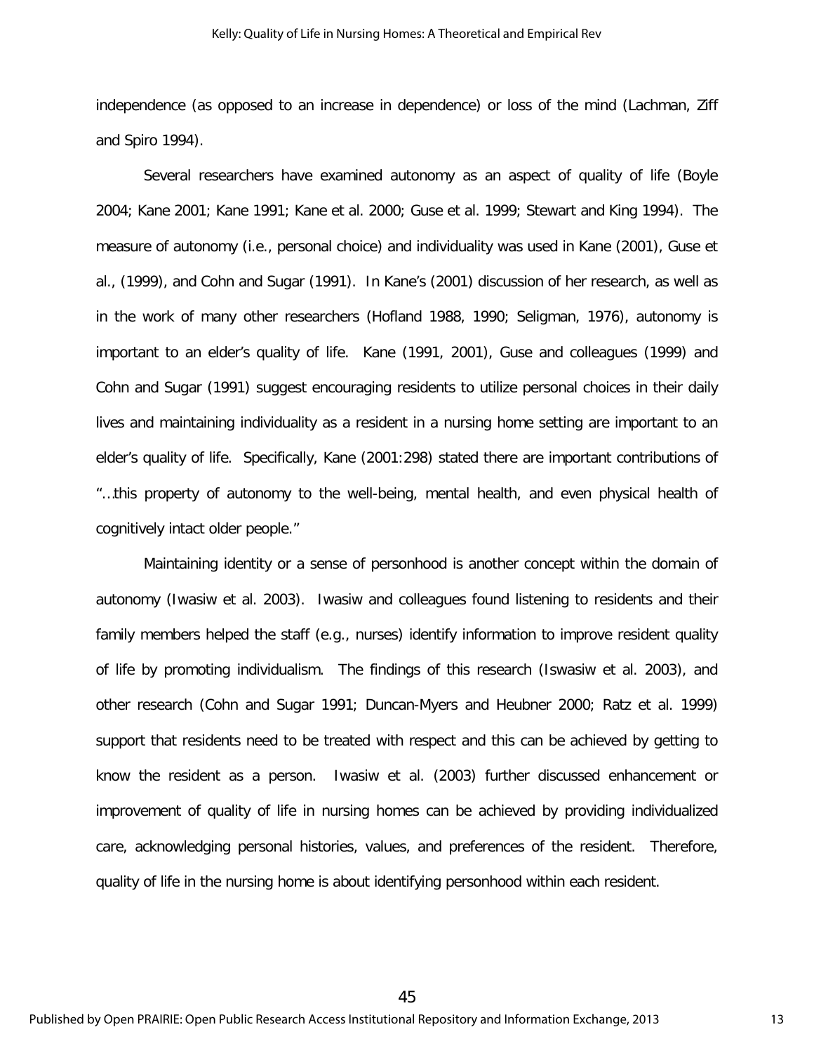independence (as opposed to an increase in dependence) or loss of the mind (Lachman, Ziff and Spiro 1994).

Several researchers have examined autonomy as an aspect of quality of life (Boyle 2004; Kane 2001; Kane 1991; Kane et al. 2000; Guse et al. 1999; Stewart and King 1994). The measure of autonomy (i.e., personal choice) and individuality was used in Kane (2001), Guse et al., (1999), and Cohn and Sugar (1991). In Kane's (2001) discussion of her research, as well as in the work of many other researchers (Hofland 1988, 1990; Seligman, 1976), autonomy is important to an elder's quality of life. Kane (1991, 2001), Guse and colleagues (1999) and Cohn and Sugar (1991) suggest encouraging residents to utilize personal choices in their daily lives and maintaining individuality as a resident in a nursing home setting are important to an elder's quality of life. Specifically, Kane (2001:298) stated there are important contributions of "…this property of autonomy to the well-being, mental health, and even physical health of cognitively intact older people."

Maintaining identity or a sense of personhood is another concept within the domain of autonomy (Iwasiw et al. 2003). Iwasiw and colleagues found listening to residents and their family members helped the staff (e.g., nurses) identify information to improve resident quality of life by promoting individualism. The findings of this research (Iswasiw et al. 2003), and other research (Cohn and Sugar 1991; Duncan-Myers and Heubner 2000; Ratz et al. 1999) support that residents need to be treated with respect and this can be achieved by getting to know the resident as a person. Iwasiw et al. (2003) further discussed enhancement or improvement of quality of life in nursing homes can be achieved by providing individualized care, acknowledging personal histories, values, and preferences of the resident. Therefore, quality of life in the nursing home is about identifying personhood within each resident.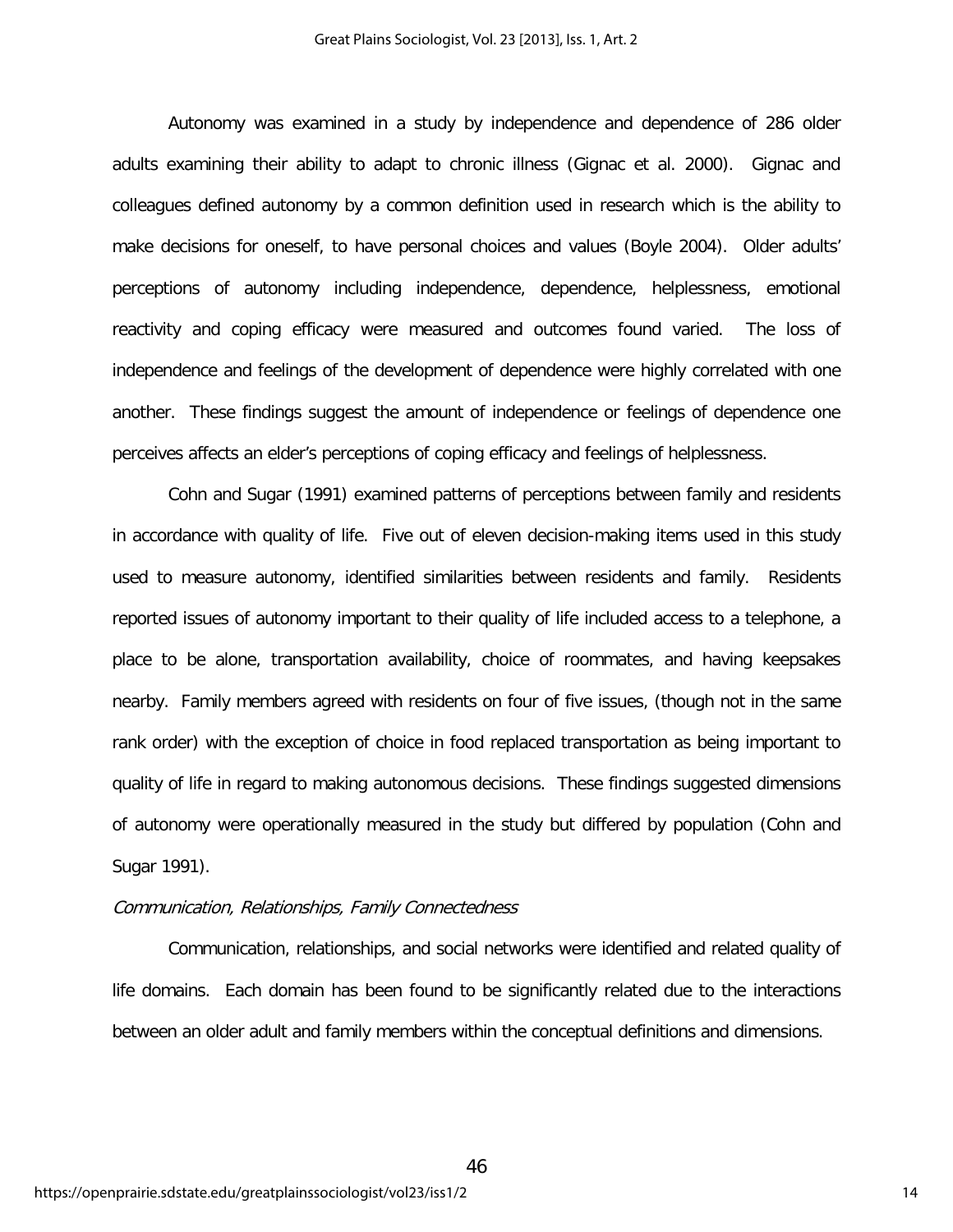Autonomy was examined in a study by independence and dependence of 286 older adults examining their ability to adapt to chronic illness (Gignac et al. 2000). Gignac and colleagues defined autonomy by a common definition used in research which is the ability to make decisions for oneself, to have personal choices and values (Boyle 2004). Older adults' perceptions of autonomy including independence, dependence, helplessness, emotional reactivity and coping efficacy were measured and outcomes found varied. The loss of independence and feelings of the development of dependence were highly correlated with one another. These findings suggest the amount of independence or feelings of dependence one perceives affects an elder's perceptions of coping efficacy and feelings of helplessness.

Cohn and Sugar (1991) examined patterns of perceptions between family and residents in accordance with quality of life. Five out of eleven decision-making items used in this study used to measure autonomy, identified similarities between residents and family. Residents reported issues of autonomy important to their quality of life included access to a telephone, a place to be alone, transportation availability, choice of roommates, and having keepsakes nearby. Family members agreed with residents on four of five issues, (though not in the same rank order) with the exception of choice in food replaced transportation as being important to quality of life in regard to making autonomous decisions. These findings suggested dimensions of autonomy were operationally measured in the study but differed by population (Cohn and Sugar 1991).

*Communication, Relationships, Family Connectedness*

Communication, relationships, and social networks were identified and related quality of life domains. Each domain has been found to be significantly related due to the interactions between an older adult and family members within the conceptual definitions and dimensions.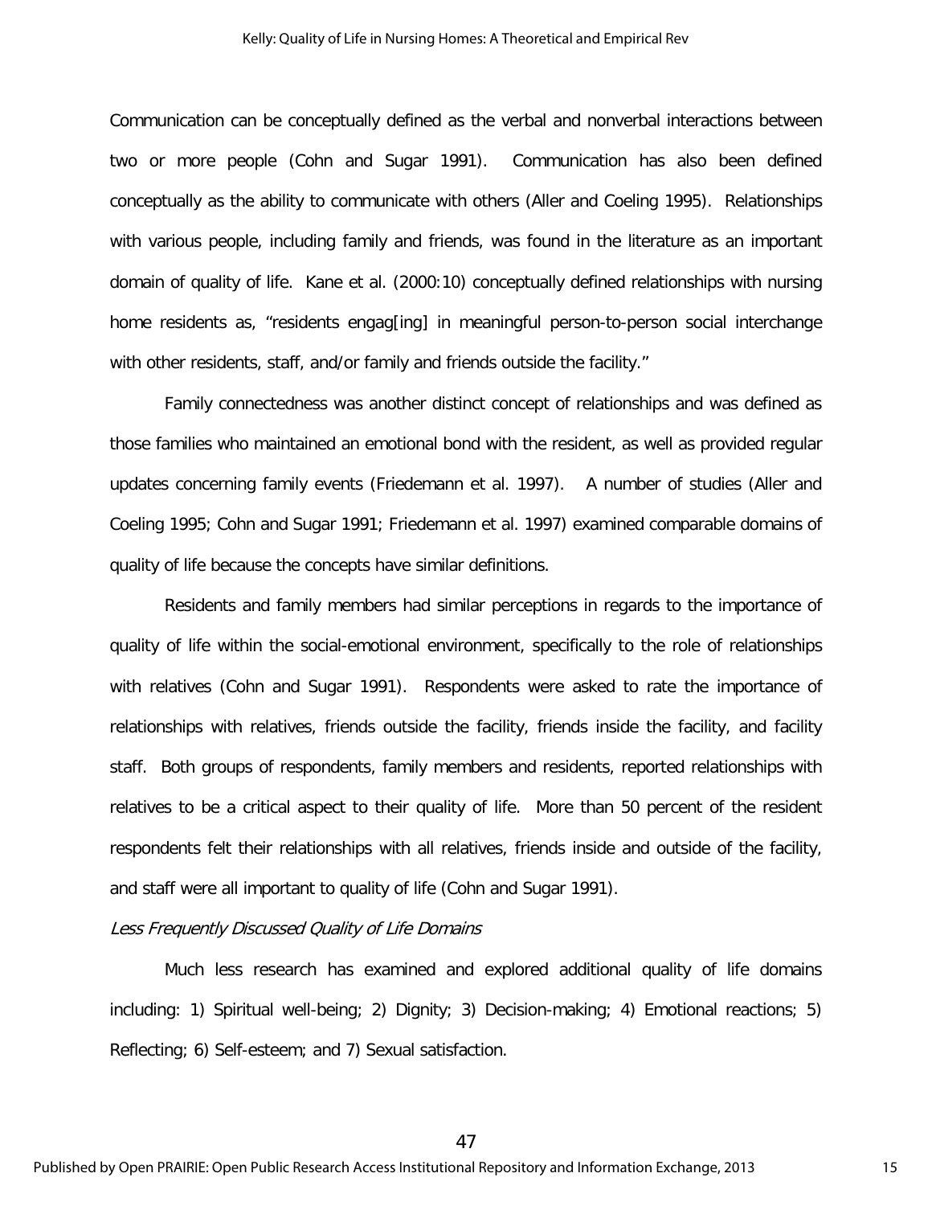Communication can be conceptually defined as the verbal and nonverbal interactions between two or more people (Cohn and Sugar 1991). Communication has also been defined conceptually as the ability to communicate with others (Aller and Coeling 1995). Relationships with various people, including family and friends, was found in the literature as an important domain of quality of life. Kane et al. (2000:10) conceptually defined relationships with nursing home residents as, "residents engag[ing] in meaningful person-to-person social interchange with other residents, staff, and/or family and friends outside the facility."

Family connectedness was another distinct concept of relationships and was defined as those families who maintained an emotional bond with the resident, as well as provided regular updates concerning family events (Friedemann et al. 1997). A number of studies (Aller and Coeling 1995; Cohn and Sugar 1991; Friedemann et al. 1997) examined comparable domains of quality of life because the concepts have similar definitions.

Residents and family members had similar perceptions in regards to the importance of quality of life within the social-emotional environment, specifically to the role of relationships with relatives (Cohn and Sugar 1991). Respondents were asked to rate the importance of relationships with relatives, friends outside the facility, friends inside the facility, and facility staff. Both groups of respondents, family members and residents, reported relationships with relatives to be a critical aspect to their quality of life. More than 50 percent of the resident respondents felt their relationships with all relatives, friends inside and outside of the facility, and staff were all important to quality of life (Cohn and Sugar 1991).

*Less Frequently Discussed Quality of Life Domains*

Much less research has examined and explored additional quality of life domains including: 1) Spiritual well-being; 2) Dignity; 3) Decision-making; 4) Emotional reactions; 5) Reflecting; 6) Self-esteem; and 7) Sexual satisfaction.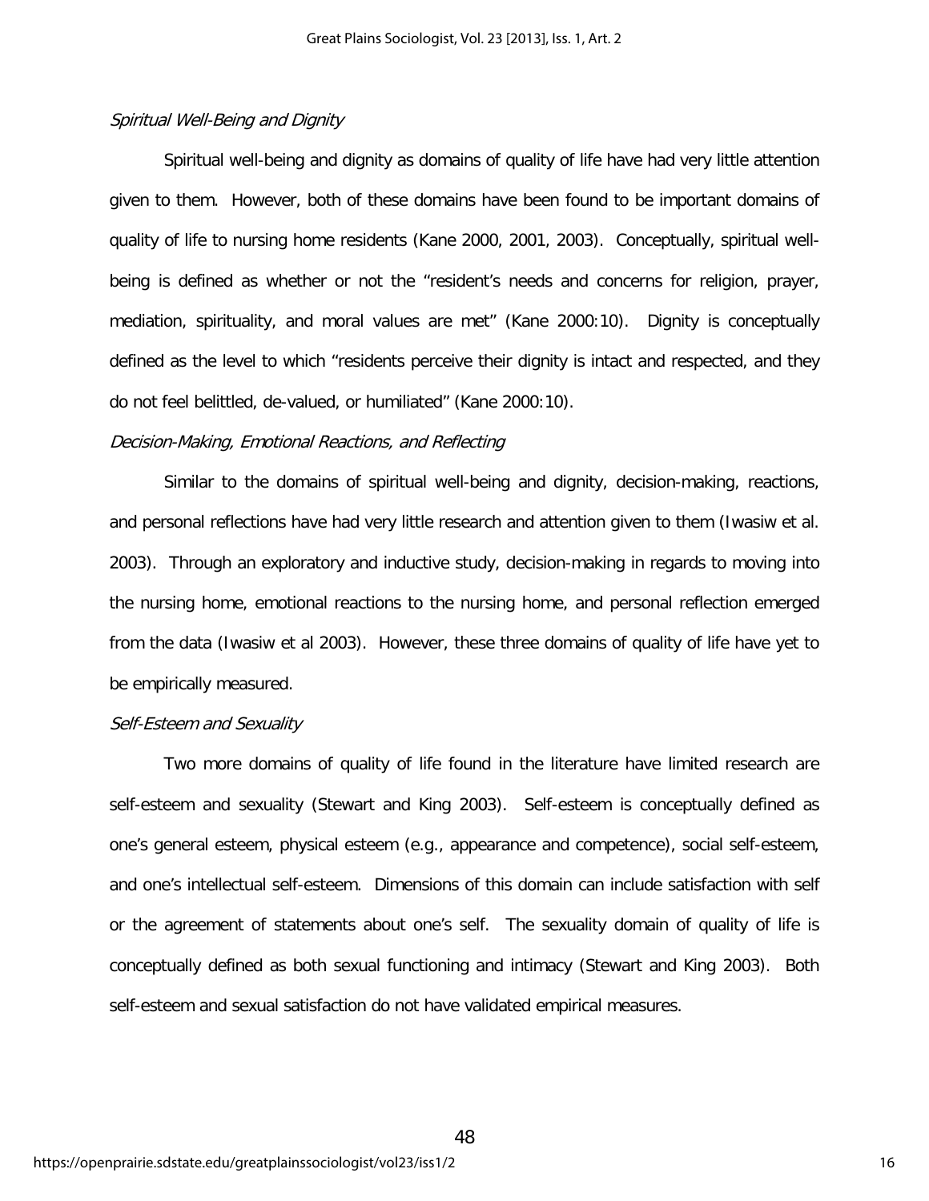### *Spiritual Well-Being and Dignity*

Spiritual well-being and dignity as domains of quality of life have had very little attention given to them. However, both of these domains have been found to be important domains of quality of life to nursing home residents (Kane 2000, 2001, 2003). Conceptually, spiritual well-being is defined as whether or not the "resident's needs and concerns for religion, prayer, mediation, spirituality, and moral values are met" (Kane 2000:10). Dignity is conceptually defined as the level to which "residents perceive their dignity is intact and respected, and they do not feel belittled, de-valued, or humiliated" (Kane 2000:10).

### *Decision-Making, Emotional Reactions, and Reflecting*

Similar to the domains of spiritual well-being and dignity, decision-making, reactions, and personal reflections have had very little research and attention given to them (Iwasiw et al. 2003). Through an exploratory and inductive study, decision-making in regards to moving into the nursing home, emotional reactions to the nursing home, and personal reflection emerged from the data (Iwasiw et al 2003). However, these three domains of quality of life have yet to be empirically measured.

### *Self-Esteem and Sexuality*

Two more domains of quality of life found in the literature have limited research are self-esteem and sexuality (Stewart and King 2003). Self-esteem is conceptually defined as one's general esteem, physical esteem (e.g., appearance and competence), social self-esteem, and one's intellectual self-esteem. Dimensions of this domain can include satisfaction with self or the agreement of statements about one's self. The sexuality domain of quality of life is conceptually defined as both sexual functioning and intimacy (Stewart and King 2003). Both self-esteem and sexual satisfaction do not have validated empirical measures.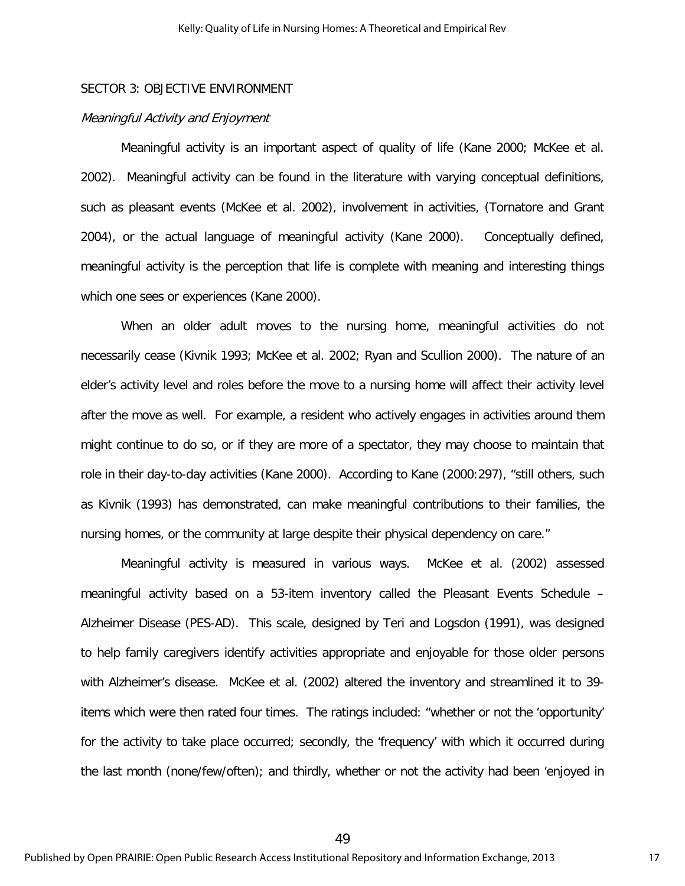SECTOR 3: OBJECTIVE ENVIRONMENT

*Meaningful Activity and Enjoyment*

Meaningful activity is an important aspect of quality of life (Kane 2000; McKee et al. 2002). Meaningful activity can be found in the literature with varying conceptual definitions, such as pleasant events (McKee et al. 2002), involvement in activities, (Tornatore and Grant 2004), or the actual language of meaningful activity (Kane 2000). Conceptually defined, meaningful activity is the perception that life is complete with meaning and interesting things which one sees or experiences (Kane 2000).

When an older adult moves to the nursing home, meaningful activities do not necessarily cease (Kivnik 1993; McKee et al. 2002; Ryan and Scullion 2000). The nature of an elder's activity level and roles before the move to a nursing home will affect their activity level after the move as well. For example, a resident who actively engages in activities around them might continue to do so, or if they are more of a spectator, they may choose to maintain that role in their day-to-day activities (Kane 2000). According to Kane (2000:297), "still others, such as Kivnik (1993) has demonstrated, can make meaningful contributions to their families, the nursing homes, or the community at large despite their physical dependency on care."

Meaningful activity is measured in various ways. McKee et al. (2002) assessed meaningful activity based on a 53-item inventory called the Pleasant Events Schedule – Alzheimer Disease (PES-AD). This scale, designed by Teri and Logsdon (1991), was designed to help family caregivers identify activities appropriate and enjoyable for those older persons with Alzheimer's disease. McKee et al. (2002) altered the inventory and streamlined it to 39-items which were then rated four times. The ratings included: "whether or not the 'opportunity' for the activity to take place occurred; secondly, the 'frequency' with which it occurred during the last month (none/few/often); and thirdly, whether or not the activity had been 'enjoyed in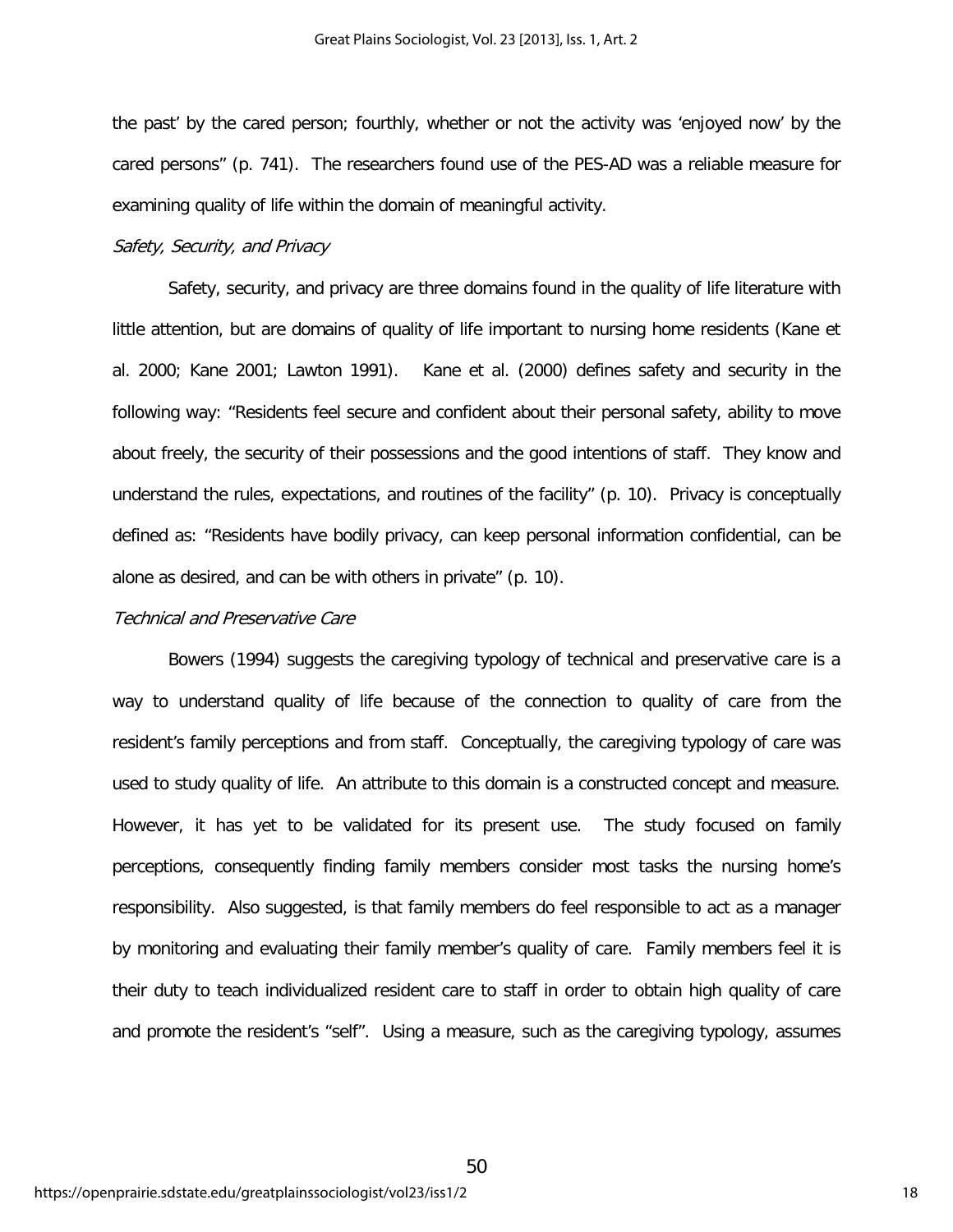the past' by the cared person; fourthly, whether or not the activity was 'enjoyed now' by the cared persons" (p. 741). The researchers found use of the PES-AD was a reliable measure for examining quality of life within the domain of meaningful activity.

*Safety, Security, and Privacy*

Safety, security, and privacy are three domains found in the quality of life literature with little attention, but are domains of quality of life important to nursing home residents (Kane et al. 2000; Kane 2001; Lawton 1991). Kane et al. (2000) defines safety and security in the following way: "Residents feel secure and confident about their personal safety, ability to move about freely, the security of their possessions and the good intentions of staff. They know and understand the rules, expectations, and routines of the facility" (p. 10). Privacy is conceptually defined as: "Residents have bodily privacy, can keep personal information confidential, can be alone as desired, and can be with others in private" (p. 10).

*Technical and Preservative Care*

Bowers (1994) suggests the caregiving typology of technical and preservative care is a way to understand quality of life because of the connection to quality of care from the resident's family perceptions and from staff. Conceptually, the caregiving typology of care was used to study quality of life. An attribute to this domain is a constructed concept and measure. However, it has yet to be validated for its present use. The study focused on family perceptions, consequently finding family members consider most tasks the nursing home's responsibility. Also suggested, is that family members do feel responsible to act as a manager by monitoring and evaluating their family member's quality of care. Family members feel it is their duty to teach individualized resident care to staff in order to obtain high quality of care and promote the resident's "self". Using a measure, such as the caregiving typology, assumes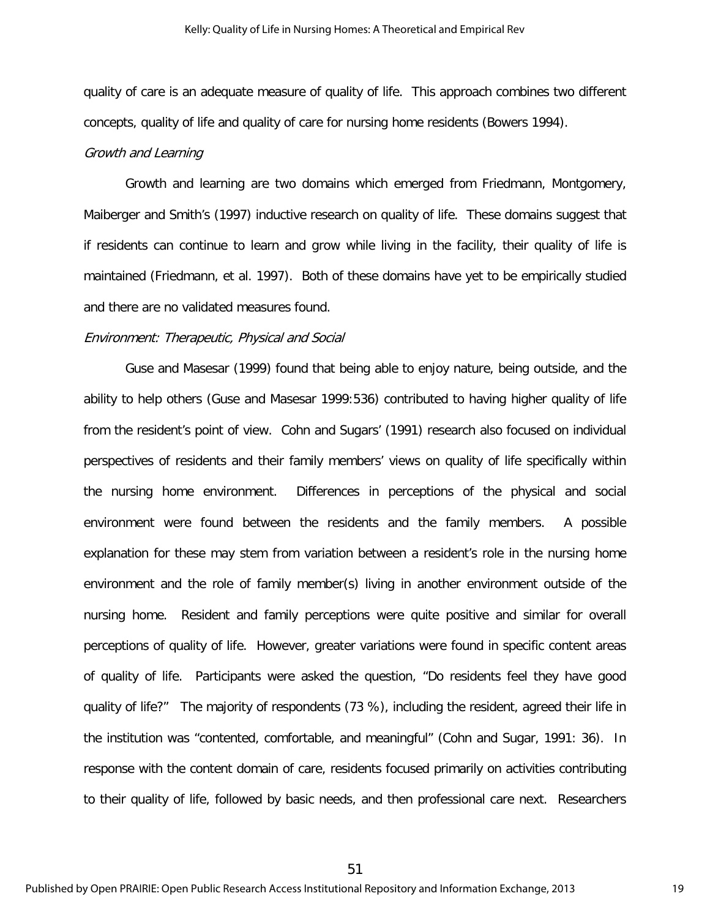quality of care is an adequate measure of quality of life. This approach combines two different concepts, quality of life and quality of care for nursing home residents (Bowers 1994).

*Growth and Learning*

Growth and learning are two domains which emerged from Friedmann, Montgomery, Maiberger and Smith's (1997) inductive research on quality of life. These domains suggest that if residents can continue to learn and grow while living in the facility, their quality of life is maintained (Friedmann, et al. 1997). Both of these domains have yet to be empirically studied and there are no validated measures found.

*Environment: Therapeutic, Physical and Social*

Guse and Masesar (1999) found that being able to enjoy nature, being outside, and the ability to help others (Guse and Masesar 1999:536) contributed to having higher quality of life from the resident's point of view. Cohn and Sugars' (1991) research also focused on individual perspectives of residents and their family members' views on quality of life specifically within the nursing home environment. Differences in perceptions of the physical and social environment were found between the residents and the family members. A possible explanation for these may stem from variation between a resident's role in the nursing home environment and the role of family member(s) living in another environment outside of the nursing home. Resident and family perceptions were quite positive and similar for overall perceptions of quality of life. However, greater variations were found in specific content areas of quality of life. Participants were asked the question, "Do residents feel they have good quality of life?" The majority of respondents (73 %), including the resident, agreed their life in the institution was "contented, comfortable, and meaningful" (Cohn and Sugar, 1991: 36). In response with the content domain of care, residents focused primarily on activities contributing to their quality of life, followed by basic needs, and then professional care next. Researchers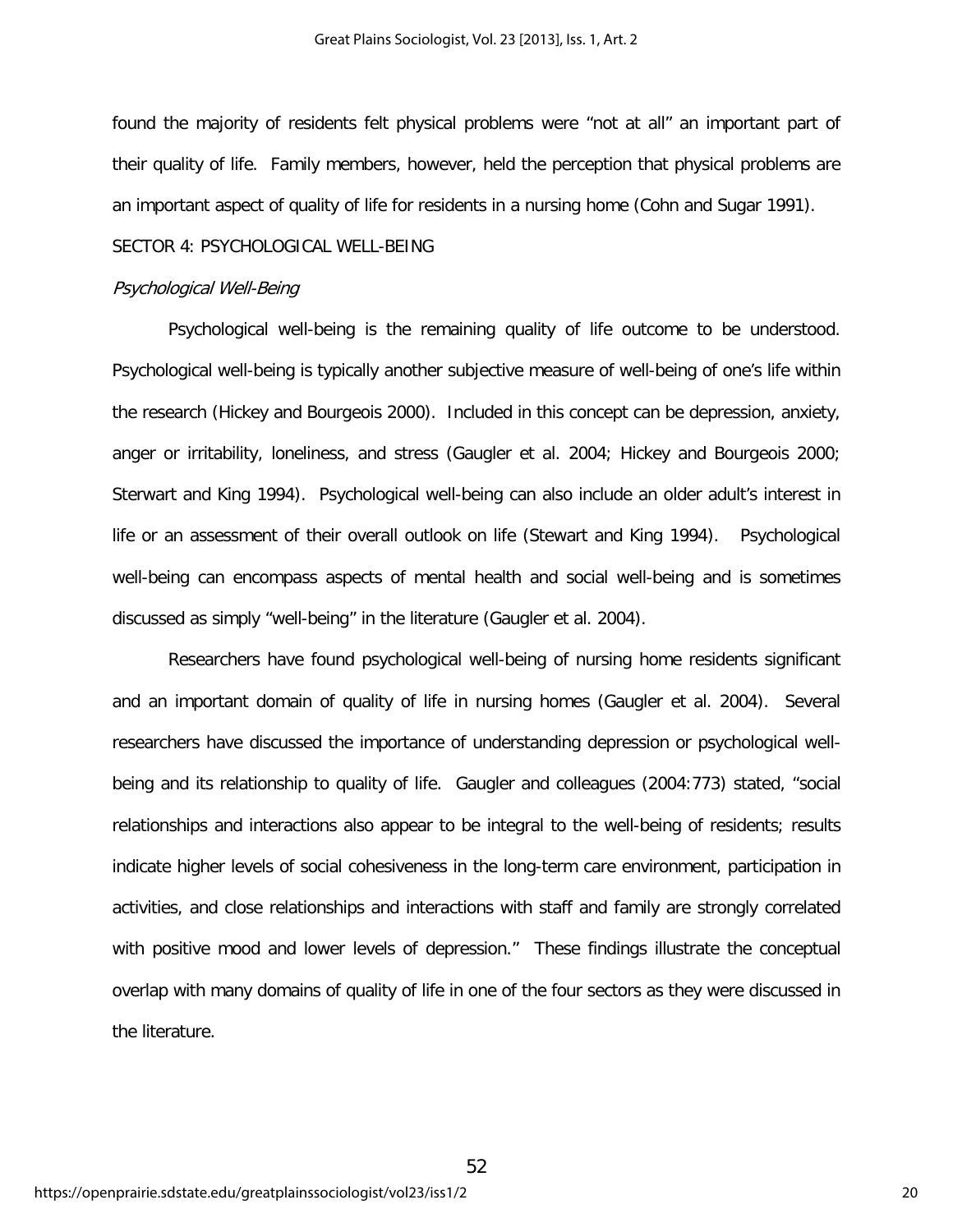found the majority of residents felt physical problems were "not at all" an important part of their quality of life. Family members, however, held the perception that physical problems are an important aspect of quality of life for residents in a nursing home (Cohn and Sugar 1991).

## SECTOR 4: PSYCHOLOGICAL WELL-BEING

### *Psychological Well-Being*

Psychological well-being is the remaining quality of life outcome to be understood. Psychological well-being is typically another subjective measure of well-being of one's life within the research (Hickey and Bourgeois 2000). Included in this concept can be depression, anxiety, anger or irritability, loneliness, and stress (Gaugler et al. 2004; Hickey and Bourgeois 2000; Sterwart and King 1994). Psychological well-being can also include an older adult's interest in life or an assessment of their overall outlook on life (Stewart and King 1994). Psychological well-being can encompass aspects of mental health and social well-being and is sometimes discussed as simply "well-being" in the literature (Gaugler et al. 2004).

Researchers have found psychological well-being of nursing home residents significant and an important domain of quality of life in nursing homes (Gaugler et al. 2004). Several researchers have discussed the importance of understanding depression or psychological well-being and its relationship to quality of life. Gaugler and colleagues (2004:773) stated, "social relationships and interactions also appear to be integral to the well-being of residents; results indicate higher levels of social cohesiveness in the long-term care environment, participation in activities, and close relationships and interactions with staff and family are strongly correlated with positive mood and lower levels of depression." These findings illustrate the conceptual overlap with many domains of quality of life in one of the four sectors as they were discussed in the literature.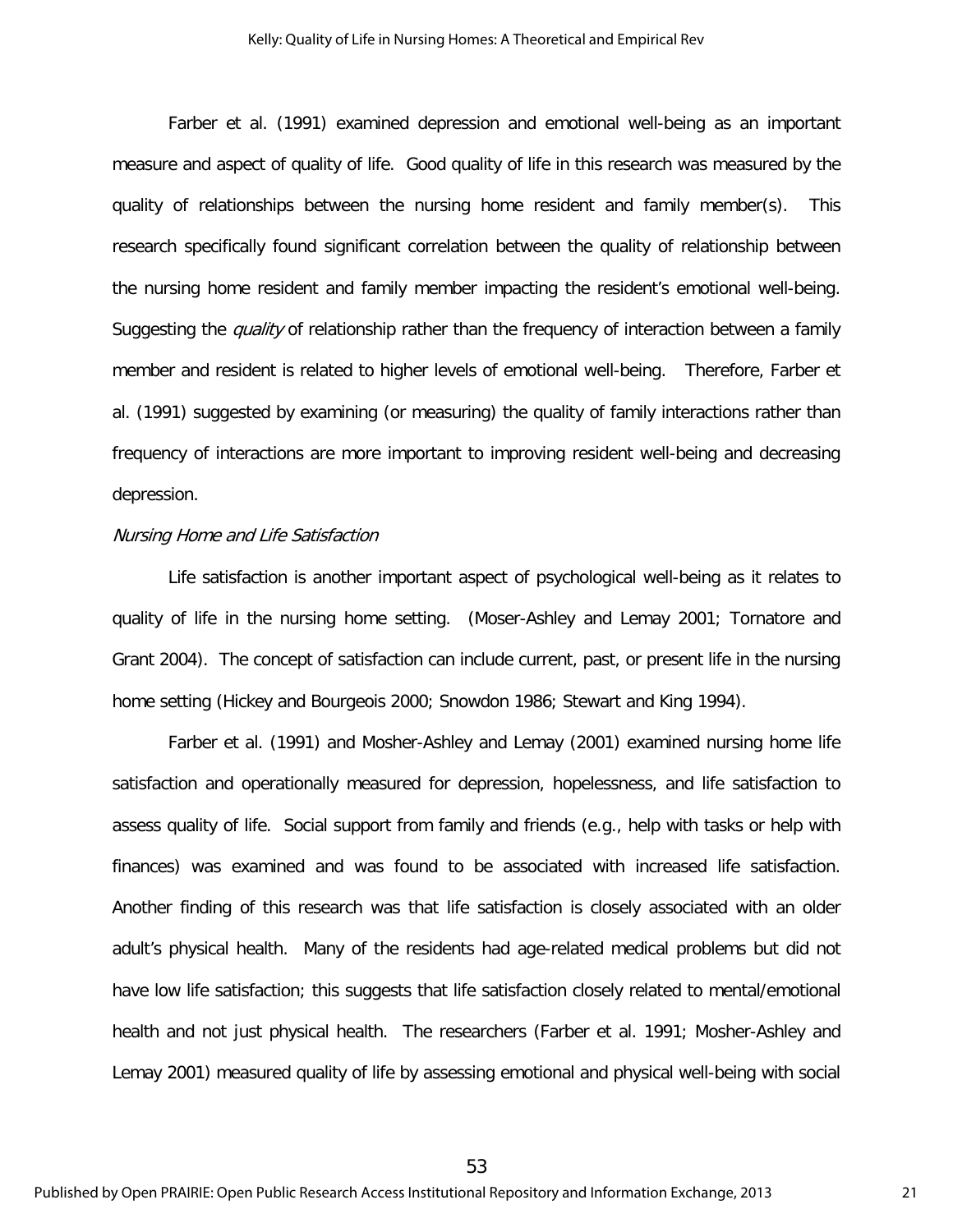Farber et al. (1991) examined depression and emotional well-being as an important measure and aspect of quality of life. Good quality of life in this research was measured by the quality of relationships between the nursing home resident and family member(s). This research specifically found significant correlation between the quality of relationship between the nursing home resident and family member impacting the resident's emotional well-being. Suggesting the *quality* of relationship rather than the frequency of interaction between a family member and resident is related to higher levels of emotional well-being. Therefore, Farber et al. (1991) suggested by examining (or measuring) the quality of family interactions rather than frequency of interactions are more important to improving resident well-being and decreasing depression.

*Nursing Home and Life Satisfaction*

Life satisfaction is another important aspect of psychological well-being as it relates to quality of life in the nursing home setting. (Moser-Ashley and Lemay 2001; Tornatore and Grant 2004). The concept of satisfaction can include current, past, or present life in the nursing home setting (Hickey and Bourgeois 2000; Snowdon 1986; Stewart and King 1994).

Farber et al. (1991) and Mosher-Ashley and Lemay (2001) examined nursing home life satisfaction and operationally measured for depression, hopelessness, and life satisfaction to assess quality of life. Social support from family and friends (e.g., help with tasks or help with finances) was examined and was found to be associated with increased life satisfaction. Another finding of this research was that life satisfaction is closely associated with an older adult's physical health. Many of the residents had age-related medical problems but did not have low life satisfaction; this suggests that life satisfaction closely related to mental/emotional health and not just physical health. The researchers (Farber et al. 1991; Mosher-Ashley and Lemay 2001) measured quality of life by assessing emotional and physical well-being with social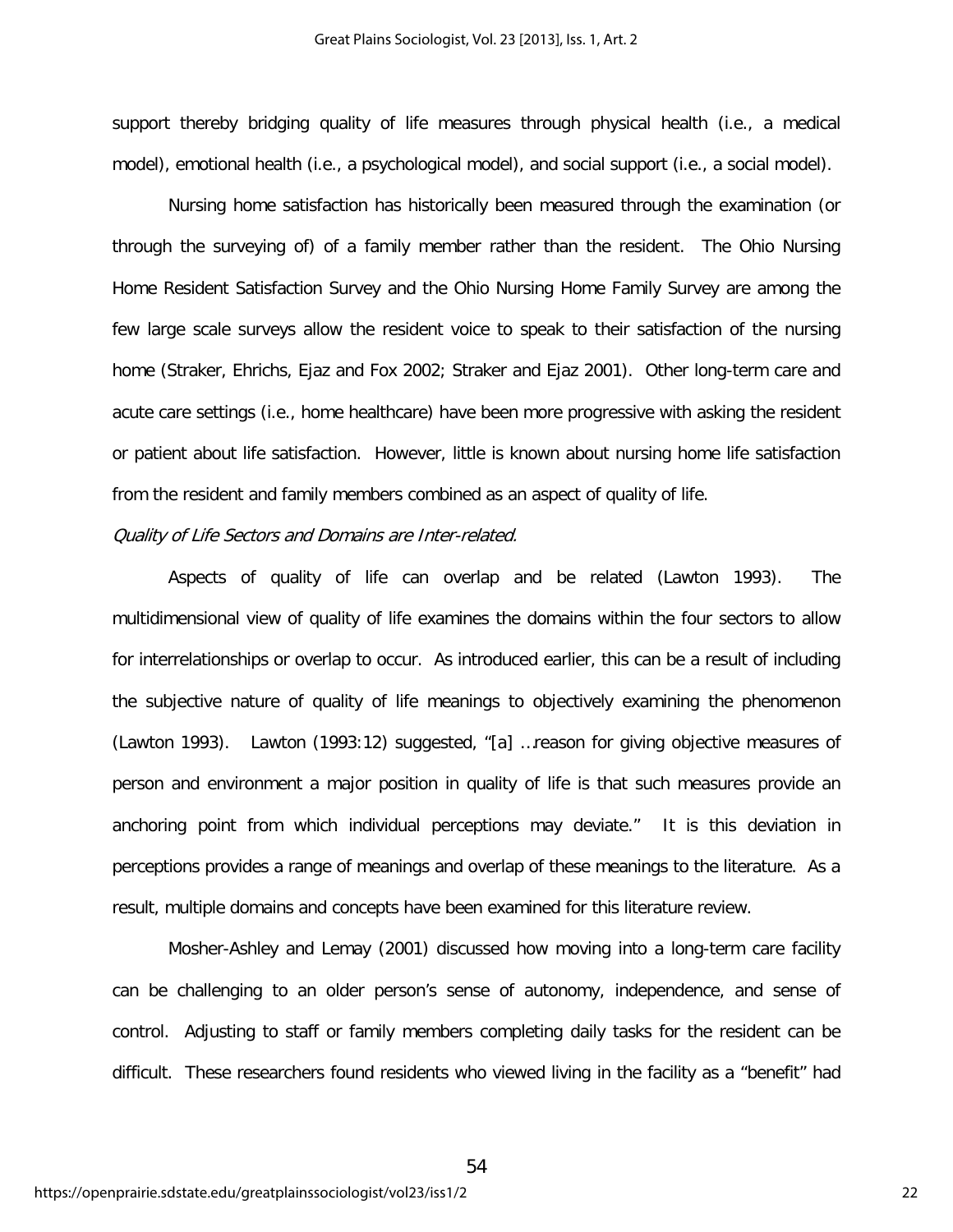support thereby bridging quality of life measures through physical health (i.e., a medical model), emotional health (i.e., a psychological model), and social support (i.e., a social model).

Nursing home satisfaction has historically been measured through the examination (or through the surveying of) of a family member rather than the resident. The Ohio Nursing Home Resident Satisfaction Survey and the Ohio Nursing Home Family Survey are among the few large scale surveys allow the resident voice to speak to their satisfaction of the nursing home (Straker, Ehrichs, Ejaz and Fox 2002; Straker and Ejaz 2001). Other long-term care and acute care settings (i.e., home healthcare) have been more progressive with asking the resident or patient about life satisfaction. However, little is known about nursing home life satisfaction from the resident and family members combined as an aspect of quality of life.

*Quality of Life Sectors and Domains are Inter-related.*

Aspects of quality of life can overlap and be related (Lawton 1993). The multidimensional view of quality of life examines the domains within the four sectors to allow for interrelationships or overlap to occur. As introduced earlier, this can be a result of including the subjective nature of quality of life meanings to objectively examining the phenomenon (Lawton 1993). Lawton (1993:12) suggested, "[a] …reason for giving objective measures of person and environment a major position in quality of life is that such measures provide an anchoring point from which individual perceptions may deviate." It is this deviation in perceptions provides a range of meanings and overlap of these meanings to the literature. As a result, multiple domains and concepts have been examined for this literature review.

Mosher-Ashley and Lemay (2001) discussed how moving into a long-term care facility can be challenging to an older person's sense of autonomy, independence, and sense of control. Adjusting to staff or family members completing daily tasks for the resident can be difficult. These researchers found residents who viewed living in the facility as a "benefit" had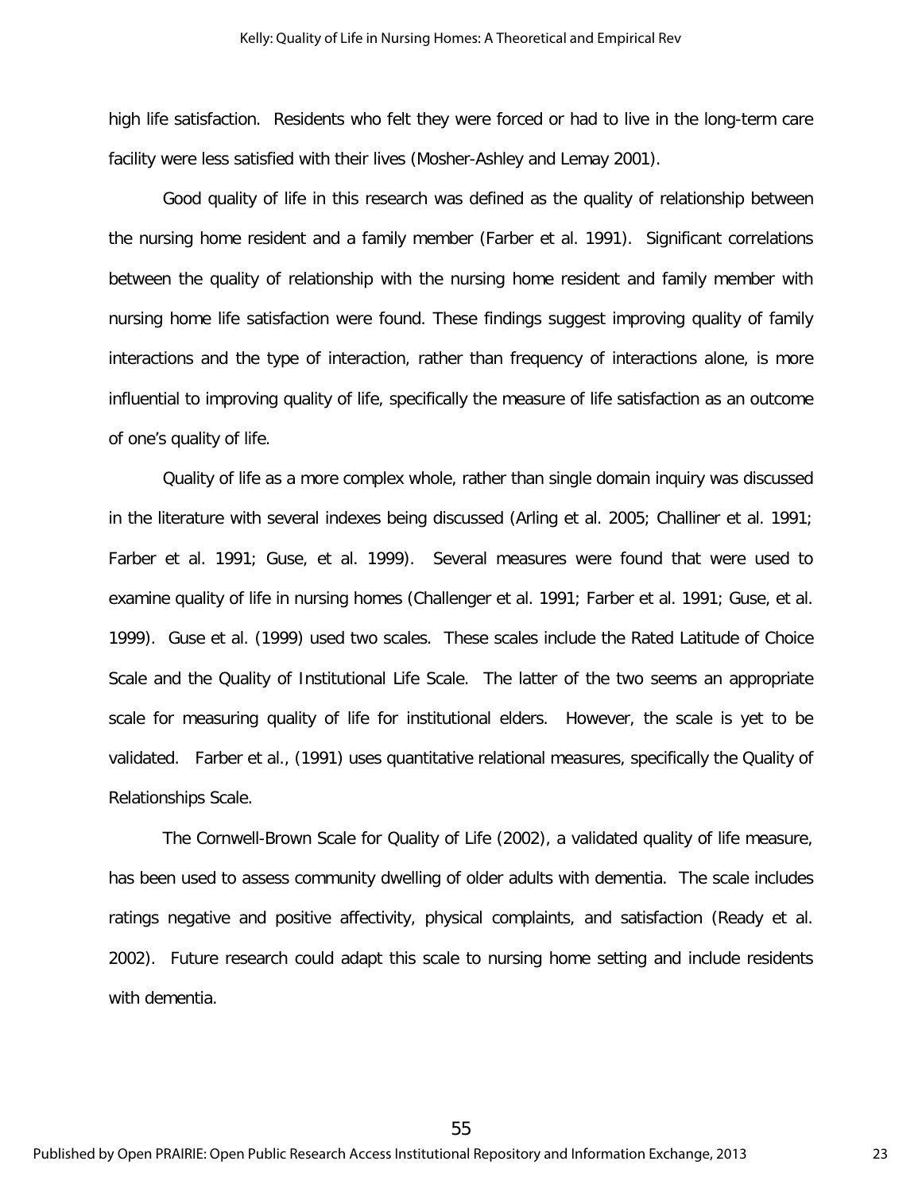high life satisfaction. Residents who felt they were forced or had to live in the long-term care facility were less satisfied with their lives (Mosher-Ashley and Lemay 2001).

Good quality of life in this research was defined as the quality of relationship between the nursing home resident and a family member (Farber et al. 1991). Significant correlations between the quality of relationship with the nursing home resident and family member with nursing home life satisfaction were found. These findings suggest improving quality of family interactions and the type of interaction, rather than frequency of interactions alone, is more influential to improving quality of life, specifically the measure of life satisfaction as an outcome of one's quality of life.

Quality of life as a more complex whole, rather than single domain inquiry was discussed in the literature with several indexes being discussed (Arling et al. 2005; Challiner et al. 1991; Farber et al. 1991; Guse, et al. 1999). Several measures were found that were used to examine quality of life in nursing homes (Challenger et al. 1991; Farber et al. 1991; Guse, et al. 1999). Guse et al. (1999) used two scales. These scales include the Rated Latitude of Choice Scale and the Quality of Institutional Life Scale. The latter of the two seems an appropriate scale for measuring quality of life for institutional elders. However, the scale is yet to be validated. Farber et al., (1991) uses quantitative relational measures, specifically the Quality of Relationships Scale.

The Cornwell-Brown Scale for Quality of Life (2002), a validated quality of life measure, has been used to assess community dwelling of older adults with dementia. The scale includes ratings negative and positive affectivity, physical complaints, and satisfaction (Ready et al. 2002). Future research could adapt this scale to nursing home setting and include residents with dementia.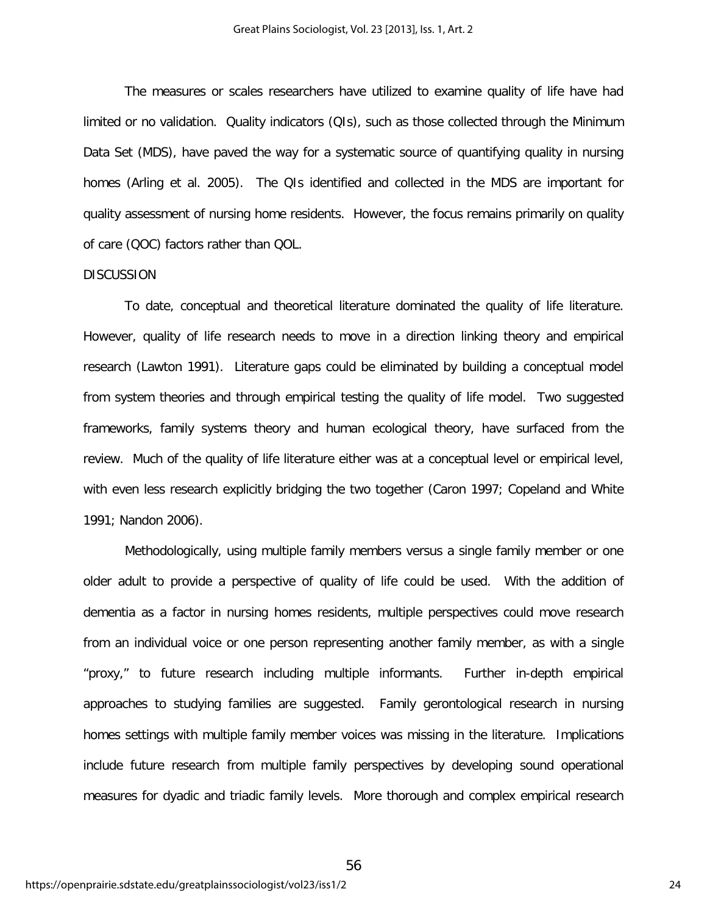The measures or scales researchers have utilized to examine quality of life have had limited or no validation. Quality indicators (QIs), such as those collected through the Minimum Data Set (MDS), have paved the way for a systematic source of quantifying quality in nursing homes (Arling et al. 2005). The QIs identified and collected in the MDS are important for quality assessment of nursing home residents. However, the focus remains primarily on quality of care (QOC) factors rather than QOL.

## DISCUSSION

To date, conceptual and theoretical literature dominated the quality of life literature. However, quality of life research needs to move in a direction linking theory and empirical research (Lawton 1991). Literature gaps could be eliminated by building a conceptual model from system theories and through empirical testing the quality of life model. Two suggested frameworks, family systems theory and human ecological theory, have surfaced from the review. Much of the quality of life literature either was at a conceptual level or empirical level, with even less research explicitly bridging the two together (Caron 1997; Copeland and White 1991; Nandon 2006).

Methodologically, using multiple family members versus a single family member or one older adult to provide a perspective of quality of life could be used. With the addition of dementia as a factor in nursing homes residents, multiple perspectives could move research from an individual voice or one person representing another family member, as with a single "proxy," to future research including multiple informants. Further in-depth empirical approaches to studying families are suggested. Family gerontological research in nursing homes settings with multiple family member voices was missing in the literature. Implications include future research from multiple family perspectives by developing sound operational measures for dyadic and triadic family levels. More thorough and complex empirical research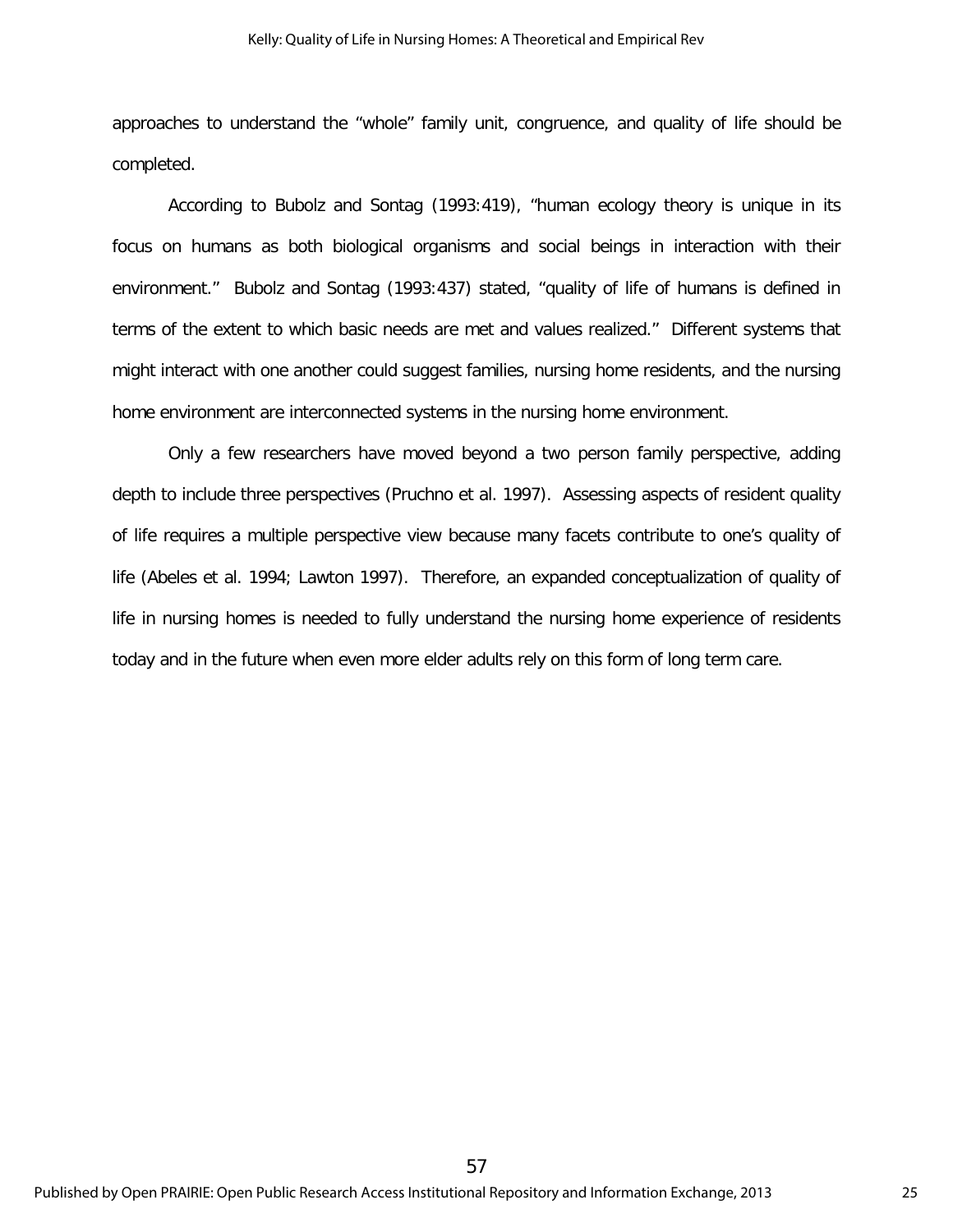approaches to understand the "whole" family unit, congruence, and quality of life should be completed.

According to Bubolz and Sontag (1993:419), "human ecology theory is unique in its focus on humans as both biological organisms and social beings in interaction with their environment." Bubolz and Sontag (1993:437) stated, "quality of life of humans is defined in terms of the extent to which basic needs are met and values realized." Different systems that might interact with one another could suggest families, nursing home residents, and the nursing home environment are interconnected systems in the nursing home environment.

Only a few researchers have moved beyond a two person family perspective, adding depth to include three perspectives (Pruchno et al. 1997). Assessing aspects of resident quality of life requires a multiple perspective view because many facets contribute to one's quality of life (Abeles et al. 1994; Lawton 1997). Therefore, an expanded conceptualization of quality of life in nursing homes is needed to fully understand the nursing home experience of residents today and in the future when even more elder adults rely on this form of long term care.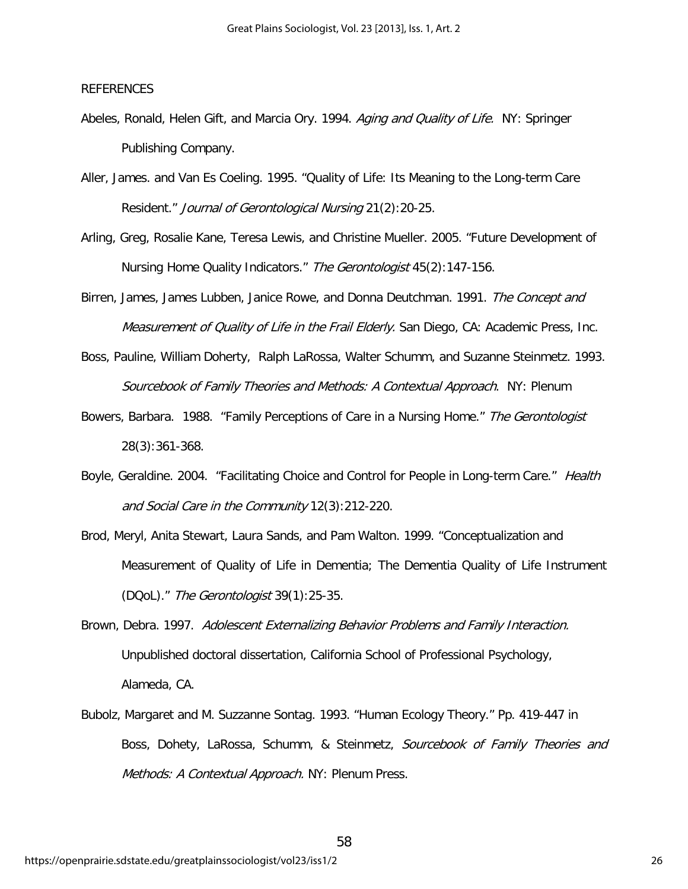REFERENCES

Abeles, Ronald, Helen Gift, and Marcia Ory. 1994. *Aging and Quality of Life.* NY: Springer Publishing Company.

Aller, James. and Van Es Coeling. 1995. "Quality of Life: Its Meaning to the Long-term Care Resident." *Journal of Gerontological Nursing* 21(2):20-25.

Arling, Greg, Rosalie Kane, Teresa Lewis, and Christine Mueller. 2005. "Future Development of Nursing Home Quality Indicators." *The Gerontologist* 45(2):147-156.

Birren, James, James Lubben, Janice Rowe, and Donna Deutchman. 1991. *The Concept and Measurement of Quality of Life in the Frail Elderly.* San Diego, CA: Academic Press, Inc.

Boss, Pauline, William Doherty, Ralph LaRossa, Walter Schumm, and Suzanne Steinmetz. 1993. *Sourcebook of Family Theories and Methods: A Contextual Approach.* NY: Plenum

Bowers, Barbara. 1988. "Family Perceptions of Care in a Nursing Home." *The Gerontologist* 28(3):361-368.

Boyle, Geraldine. 2004. "Facilitating Choice and Control for People in Long-term Care." *Health and Social Care in the Community* 12(3):212-220.

Brod, Meryl, Anita Stewart, Laura Sands, and Pam Walton. 1999. "Conceptualization and Measurement of Quality of Life in Dementia; The Dementia Quality of Life Instrument (DQoL)." *The Gerontologist* 39(1):25-35.

Brown, Debra. 1997. *Adolescent Externalizing Behavior Problems and Family Interaction.* Unpublished doctoral dissertation, California School of Professional Psychology, Alameda, CA.

Bubolz, Margaret and M. Suzzanne Sontag. 1993. "Human Ecology Theory." Pp. 419-447 in Boss, Dohety, LaRossa, Schumm, & Steinmetz, *Sourcebook of Family Theories and Methods: A Contextual Approach.* NY: Plenum Press.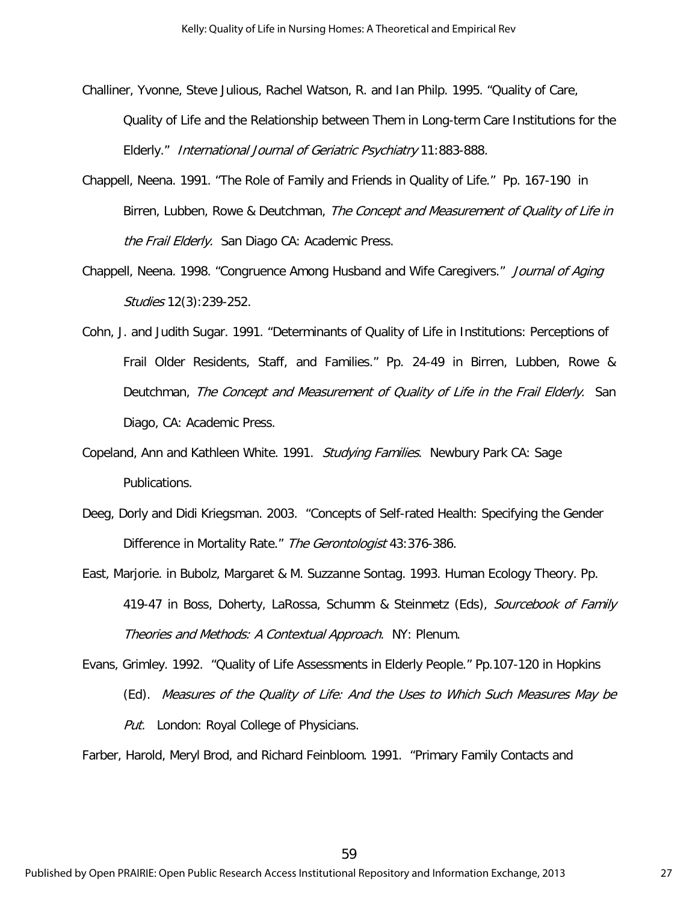Challiner, Yvonne, Steve Julious, Rachel Watson, R. and Ian Philp. 1995. "Quality of Care, Quality of Life and the Relationship between Them in Long-term Care Institutions for the Elderly." *International Journal of Geriatric Psychiatry* 11:883-888.

Chappell, Neena. 1991. "The Role of Family and Friends in Quality of Life." Pp. 167-190 in Birren, Lubben, Rowe & Deutchman, *The Concept and Measurement of Quality of Life in the Frail Elderly.* San Diago CA: Academic Press.

Chappell, Neena. 1998. "Congruence Among Husband and Wife Caregivers." *Journal of Aging Studies* 12(3):239-252.

Cohn, J. and Judith Sugar. 1991. "Determinants of Quality of Life in Institutions: Perceptions of Frail Older Residents, Staff, and Families." Pp. 24-49 in Birren, Lubben, Rowe & Deutchman, *The Concept and Measurement of Quality of Life in the Frail Elderly.* San Diago, CA: Academic Press.

Copeland, Ann and Kathleen White. 1991. *Studying Families*. Newbury Park CA: Sage Publications.

Deeg, Dorly and Didi Kriegsman. 2003. "Concepts of Self-rated Health: Specifying the Gender Difference in Mortality Rate." *The Gerontologist* 43:376-386.

East, Marjorie. in Bubolz, Margaret & M. Suzzanne Sontag. 1993. Human Ecology Theory. Pp. 419-47 in Boss, Doherty, LaRossa, Schumm & Steinmetz (Eds), *Sourcebook of Family Theories and Methods: A Contextual Approach*. NY: Plenum.

Evans, Grimley. 1992. "Quality of Life Assessments in Elderly People." Pp.107-120 in Hopkins (Ed). *Measures of the Quality of Life: And the Uses to Which Such Measures May be Put.* London: Royal College of Physicians.

Farber, Harold, Meryl Brod, and Richard Feinbloom. 1991. "Primary Family Contacts and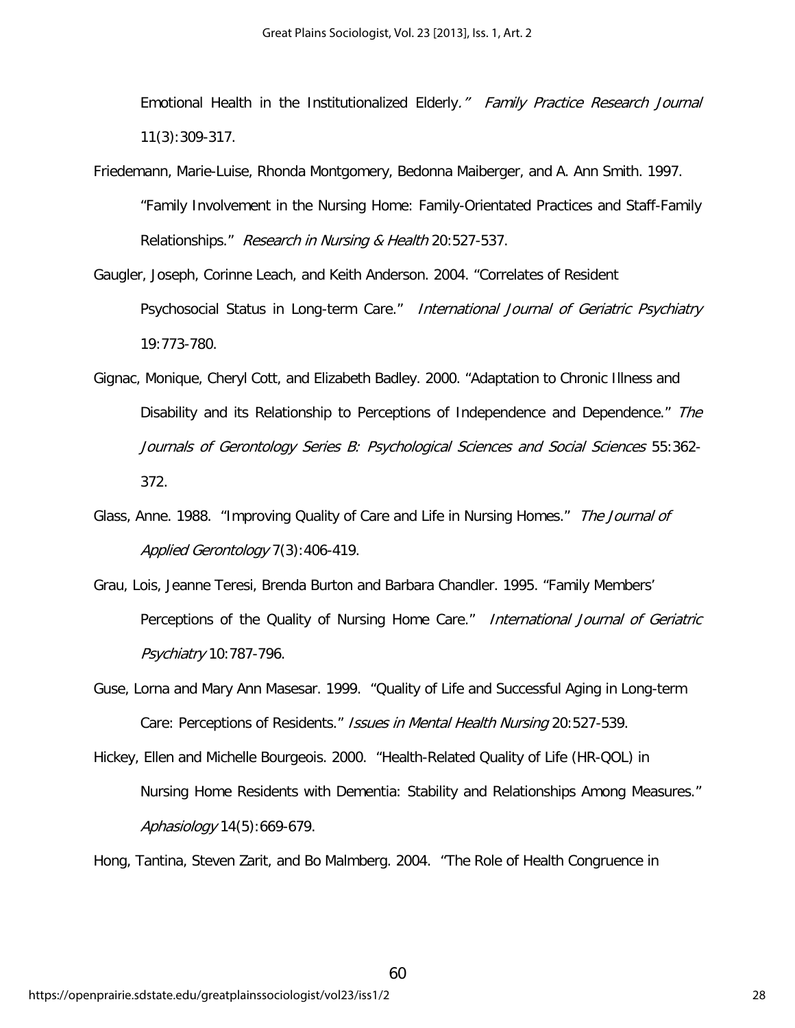Emotional Health in the Institutionalized Elderly." *Family Practice Research Journal* 11(3):309-317.

Friedemann, Marie-Luise, Rhonda Montgomery, Bedonna Maiberger, and A. Ann Smith. 1997. "Family Involvement in the Nursing Home: Family-Orientated Practices and Staff-Family Relationships." *Research in Nursing & Health* 20:527-537.

Gaugler, Joseph, Corinne Leach, and Keith Anderson. 2004. "Correlates of Resident Psychosocial Status in Long-term Care." *International Journal of Geriatric Psychiatry* 19:773-780.

Gignac, Monique, Cheryl Cott, and Elizabeth Badley. 2000. "Adaptation to Chronic Illness and Disability and its Relationship to Perceptions of Independence and Dependence." *The Journals of Gerontology Series B: Psychological Sciences and Social Sciences* 55:362-372.

Glass, Anne. 1988. "Improving Quality of Care and Life in Nursing Homes." *The Journal of Applied Gerontology* 7(3):406-419.

Grau, Lois, Jeanne Teresi, Brenda Burton and Barbara Chandler. 1995. "Family Members' Perceptions of the Quality of Nursing Home Care." *International Journal of Geriatric Psychiatry* 10:787-796.

Guse, Lorna and Mary Ann Masesar. 1999. "Quality of Life and Successful Aging in Long-term Care: Perceptions of Residents." *Issues in Mental Health Nursing* 20:527-539.

Hickey, Ellen and Michelle Bourgeois. 2000. "Health-Related Quality of Life (HR-QOL) in Nursing Home Residents with Dementia: Stability and Relationships Among Measures." *Aphasiology* 14(5):669-679.

Hong, Tantina, Steven Zarit, and Bo Malmberg. 2004. "The Role of Health Congruence in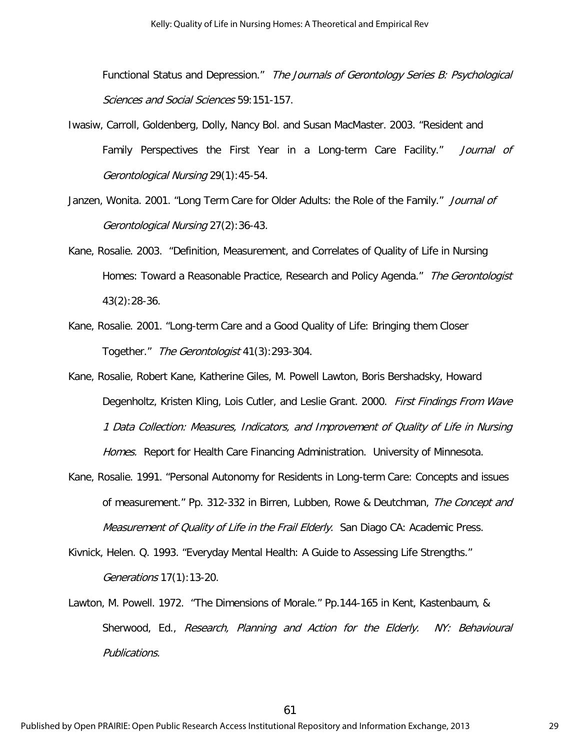Functional Status and Depression." *The Journals of Gerontology Series B: Psychological Sciences and Social Sciences* 59:151-157.

Iwasiw, Carroll, Goldenberg, Dolly, Nancy Bol. and Susan MacMaster. 2003. "Resident and Family Perspectives the First Year in a Long-term Care Facility." *Journal of Gerontological Nursing* 29(1):45-54.

Janzen, Wonita. 2001. "Long Term Care for Older Adults: the Role of the Family." *Journal of Gerontological Nursing* 27(2):36-43.

Kane, Rosalie. 2003. "Definition, Measurement, and Correlates of Quality of Life in Nursing Homes: Toward a Reasonable Practice, Research and Policy Agenda." *The Gerontologist* 43(2):28-36.

Kane, Rosalie. 2001. "Long-term Care and a Good Quality of Life: Bringing them Closer Together." *The Gerontologist* 41(3):293-304.

Kane, Rosalie, Robert Kane, Katherine Giles, M. Powell Lawton, Boris Bershadsky, Howard Degenholtz, Kristen Kling, Lois Cutler, and Leslie Grant. 2000. *First Findings From Wave 1 Data Collection: Measures, Indicators, and Improvement of Quality of Life in Nursing Homes.* Report for Health Care Financing Administration. University of Minnesota.

Kane, Rosalie. 1991. "Personal Autonomy for Residents in Long-term Care: Concepts and issues of measurement." Pp. 312-332 in Birren, Lubben, Rowe & Deutchman, *The Concept and Measurement of Quality of Life in the Frail Elderly.* San Diago CA: Academic Press.

Kivnick, Helen. Q. 1993. "Everyday Mental Health: A Guide to Assessing Life Strengths." *Generations* 17(1):13-20.

Lawton, M. Powell. 1972. "The Dimensions of Morale." Pp.144-165 in Kent, Kastenbaum, & Sherwood, Ed., *Research, Planning and Action for the Elderly. NY: Behavioural Publications.*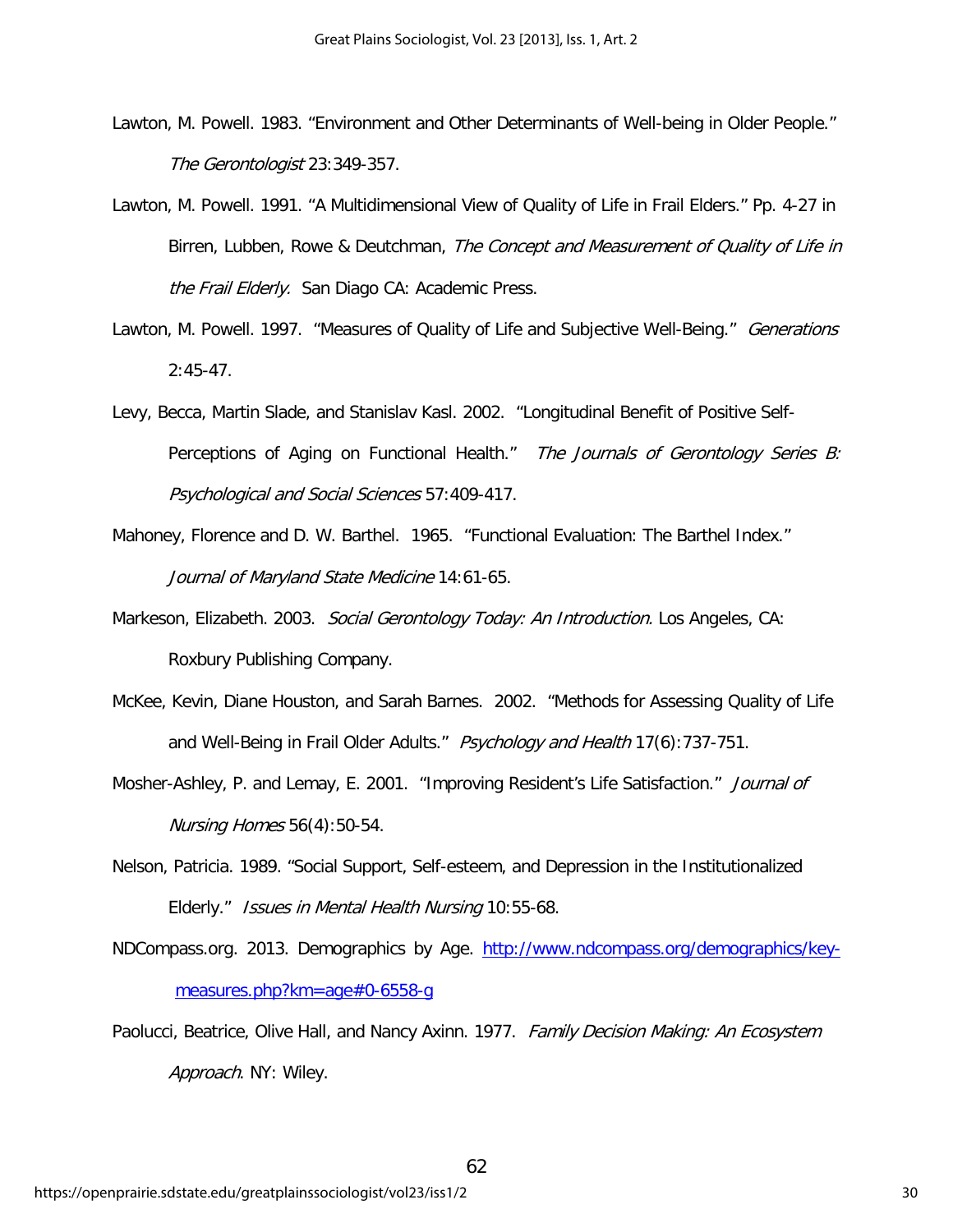Lawton, M. Powell. 1983. "Environment and Other Determinants of Well-being in Older People." *The Gerontologist* 23:349-357.

Lawton, M. Powell. 1991. "A Multidimensional View of Quality of Life in Frail Elders." Pp. 4-27 in Birren, Lubben, Rowe & Deutchman, *The Concept and Measurement of Quality of Life in the Frail Elderly.* San Diago CA: Academic Press.

Lawton, M. Powell. 1997. "Measures of Quality of Life and Subjective Well-Being." *Generations* 2:45-47.

Levy, Becca, Martin Slade, and Stanislav Kasl. 2002. "Longitudinal Benefit of Positive Self-Perceptions of Aging on Functional Health." *The Journals of Gerontology Series B: Psychological and Social Sciences* 57:409-417.

Mahoney, Florence and D. W. Barthel. 1965. "Functional Evaluation: The Barthel Index." *Journal of Maryland State Medicine* 14:61-65.

Markeson, Elizabeth. 2003. *Social Gerontology Today: An Introduction.* Los Angeles, CA: Roxbury Publishing Company.

McKee, Kevin, Diane Houston, and Sarah Barnes. 2002. "Methods for Assessing Quality of Life and Well-Being in Frail Older Adults." *Psychology and Health* 17(6):737-751.

Mosher-Ashley, P. and Lemay, E. 2001. "Improving Resident's Life Satisfaction." *Journal of Nursing Homes* 56(4):50-54.

Nelson, Patricia. 1989. "Social Support, Self-esteem, and Depression in the Institutionalized Elderly." *Issues in Mental Health Nursing* 10:55-68.

NDCompass.org. 2013. Demographics by Age. http://www.ndcompass.org/demographics/key-measures.php?km=age#0-6558-g

Paolucci, Beatrice, Olive Hall, and Nancy Axinn. 1977. *Family Decision Making: An Ecosystem Approach*. NY: Wiley.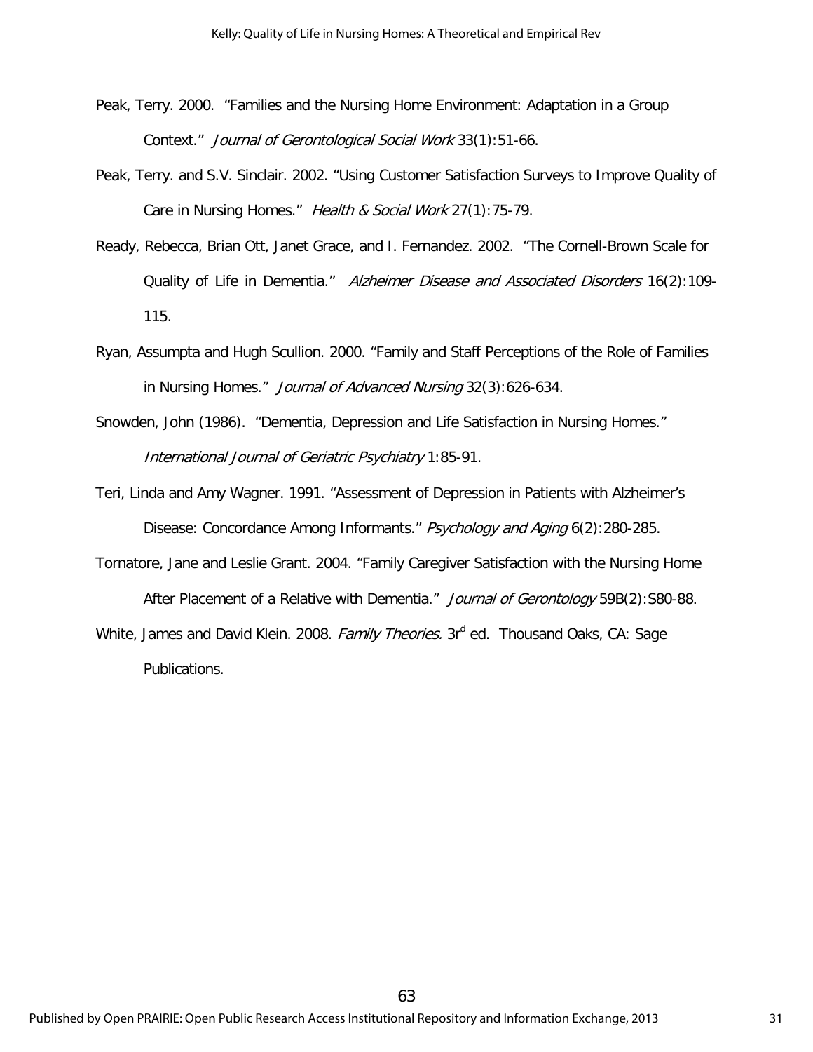Peak, Terry. 2000. "Families and the Nursing Home Environment: Adaptation in a Group Context." *Journal of Gerontological Social Work* 33(1):51-66.

Peak, Terry. and S.V. Sinclair. 2002. "Using Customer Satisfaction Surveys to Improve Quality of Care in Nursing Homes." *Health & Social Work* 27(1):75-79.

Ready, Rebecca, Brian Ott, Janet Grace, and I. Fernandez. 2002. "The Cornell-Brown Scale for Quality of Life in Dementia." *Alzheimer Disease and Associated Disorders* 16(2):109-115.

Ryan, Assumpta and Hugh Scullion. 2000. "Family and Staff Perceptions of the Role of Families in Nursing Homes." *Journal of Advanced Nursing* 32(3):626-634.

Snowden, John (1986). "Dementia, Depression and Life Satisfaction in Nursing Homes." *International Journal of Geriatric Psychiatry* 1:85-91.

Teri, Linda and Amy Wagner. 1991. "Assessment of Depression in Patients with Alzheimer's Disease: Concordance Among Informants." *Psychology and Aging* 6(2):280-285.

Tornatore, Jane and Leslie Grant. 2004. "Family Caregiver Satisfaction with the Nursing Home After Placement of a Relative with Dementia." *Journal of Gerontology* 59B(2):S80-88.

White, James and David Klein. 2008. *Family Theories.* 3rd ed. Thousand Oaks, CA: Sage Publications.